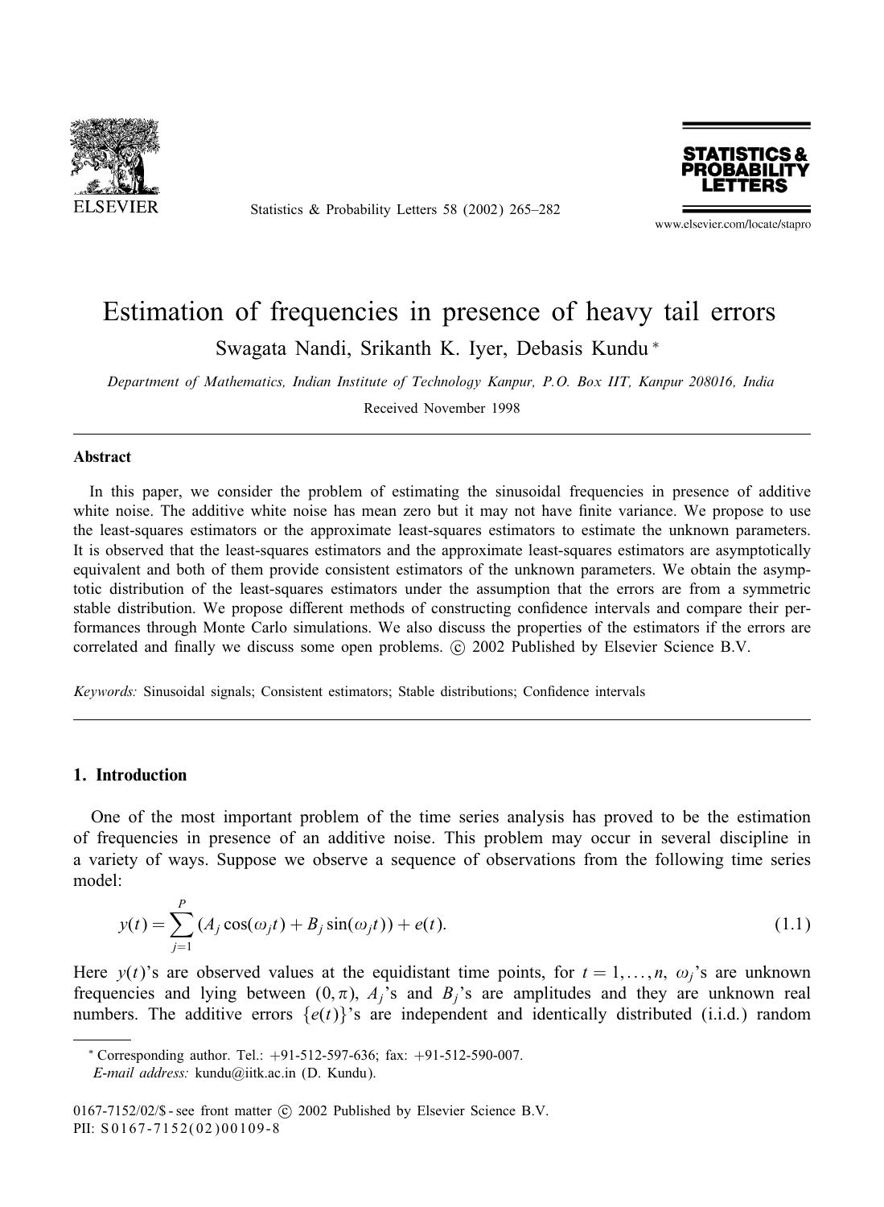# Estimation of frequencies in presence of heavy tail errors

Swagata Nandi, Srikanth K. Iyer, Debasis Kundu *

*Department of Mathematics, Indian Institute of Technology Kanpur, P.O. Box IIT, Kanpur 208016, India*

Received November 1998

## Abstract

In this paper, we consider the problem of estimating the sinusoidal frequencies in presence of additive white noise. The additive white noise has mean zero but it may not have finite variance. We propose to use the least-squares estimators or the approximate least-squares estimators to estimate the unknown parameters. It is observed that the least-squares estimators and the approximate least-squares estimators are asymptotically equivalent and both of them provide consistent estimators of the unknown parameters. We obtain the asymptotic distribution of the least-squares estimators under the assumption that the errors are from a symmetric stable distribution. We propose different methods of constructing confidence intervals and compare their performances through Monte Carlo simulations. We also discuss the properties of the estimators if the errors are correlated and finally we discuss some open problems. © 2002 Published by Elsevier Science B.V.

*Keywords:* Sinusoidal signals; Consistent estimators; Stable distributions; Confidence intervals

## 1. Introduction

One of the most important problem of the time series analysis has proved to be the estimation of frequencies in presence of an additive noise. This problem may occur in several discipline in a variety of ways. Suppose we observe a sequence of observations from the following time series model:

$$y(t) = \sum_{j=1}^{P} (A_j \cos(\omega_j t) + B_j \sin(\omega_j t)) + e(t). \tag{1.1}$$

Here $y(t)$'s are observed values at the equidistant time points, for $t = 1, \ldots, n$, $\omega_j$'s are unknown frequencies and lying between $(0, \pi)$, $A_j$'s and $B_j$'s are amplitudes and they are unknown real numbers. The additive errors $\{e(t)\}$'s are independent and identically distributed (i.i.d.) random

---

* Corresponding author. Tel.: +91-512-597-636; fax: +91-512-590-007.
*E-mail address:* kundu@iitk.ac.in (D. Kundu).

0167-7152/02/$ - see front matter © 2002 Published by Elsevier Science B.V.
PII: S0167-7152(02)00109-8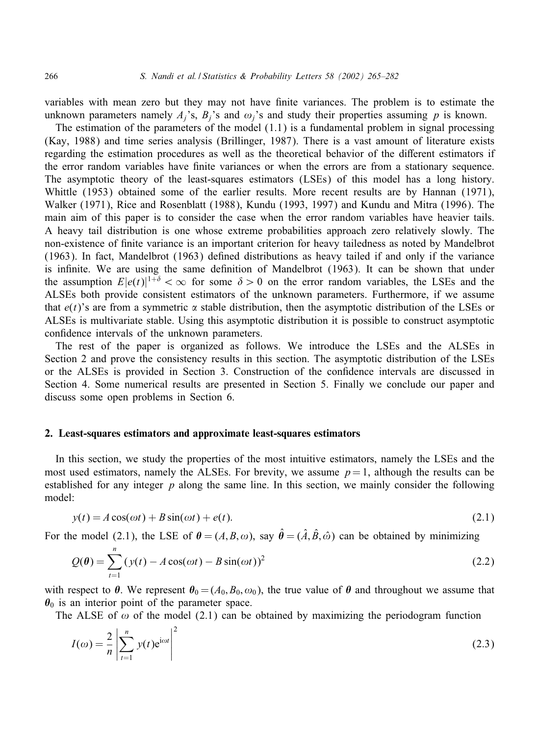variables with mean zero but they may not have finite variances. The problem is to estimate the unknown parameters namely $A_j$'s, $B_j$'s and $\omega_j$'s and study their properties assuming $p$ is known.

The estimation of the parameters of the model (1.1) is a fundamental problem in signal processing (Kay, 1988) and time series analysis (Brillinger, 1987). There is a vast amount of literature exists regarding the estimation procedures as well as the theoretical behavior of the different estimators if the error random variables have finite variances or when the errors are from a stationary sequence. The asymptotic theory of the least-squares estimators (LSEs) of this model has a long history. Whittle (1953) obtained some of the earlier results. More recent results are by Hannan (1971), Walker (1971), Rice and Rosenblatt (1988), Kundu (1993, 1997) and Kundu and Mitra (1996). The main aim of this paper is to consider the case when the error random variables have heavier tails. A heavy tail distribution is one whose extreme probabilities approach zero relatively slowly. The non-existence of finite variance is an important criterion for heavy tailedness as noted by Mandelbrot (1963). In fact, Mandelbrot (1963) defined distributions as heavy tailed if and only if the variance is infinite. We are using the same definition of Mandelbrot (1963). It can be shown that under the assumption $E|e(t)|^{1+\delta} < \infty$ for some $\delta > 0$ on the error random variables, the LSEs and the ALSEs both provide consistent estimators of the unknown parameters. Furthermore, if we assume that $e(t)$'s are from a symmetric $\alpha$ stable distribution, then the asymptotic distribution of the LSEs or ALSEs is multivariate stable. Using this asymptotic distribution it is possible to construct asymptotic confidence intervals of the unknown parameters.

The rest of the paper is organized as follows. We introduce the LSEs and the ALSEs in Section 2 and prove the consistency results in this section. The asymptotic distribution of the LSEs or the ALSEs is provided in Section 3. Construction of the confidence intervals are discussed in Section 4. Some numerical results are presented in Section 5. Finally we conclude our paper and discuss some open problems in Section 6.

## 2. Least-squares estimators and approximate least-squares estimators

In this section, we study the properties of the most intuitive estimators, namely the LSEs and the most used estimators, namely the ALSEs. For brevity, we assume $p = 1$, although the results can be established for any integer $p$ along the same line. In this section, we mainly consider the following model:

$$y(t) = A\cos(\omega t) + B\sin(\omega t) + e(t). \tag{2.1}$$

For the model (2.1), the LSE of $\boldsymbol{\theta} = (A, B, \omega)$, say $\hat{\boldsymbol{\theta}} = (\hat{A}, \hat{B}, \hat{\omega})$ can be obtained by minimizing

$$Q(\boldsymbol{\theta}) = \sum_{t=1}^{n} (y(t) - A\cos(\omega t) - B\sin(\omega t))^2 \tag{2.2}$$

with respect to $\boldsymbol{\theta}$. We represent $\boldsymbol{\theta}_0 = (A_0, B_0, \omega_0)$, the true value of $\boldsymbol{\theta}$ and throughout we assume that $\boldsymbol{\theta}_0$ is an interior point of the parameter space.

The ALSE of $\omega$ of the model (2.1) can be obtained by maximizing the periodogram function

$$I(\omega) = \frac{2}{n}\left|\sum_{t=1}^{n} y(t)\mathrm{e}^{\mathrm{i}\omega t}\right|^2 \tag{2.3}$$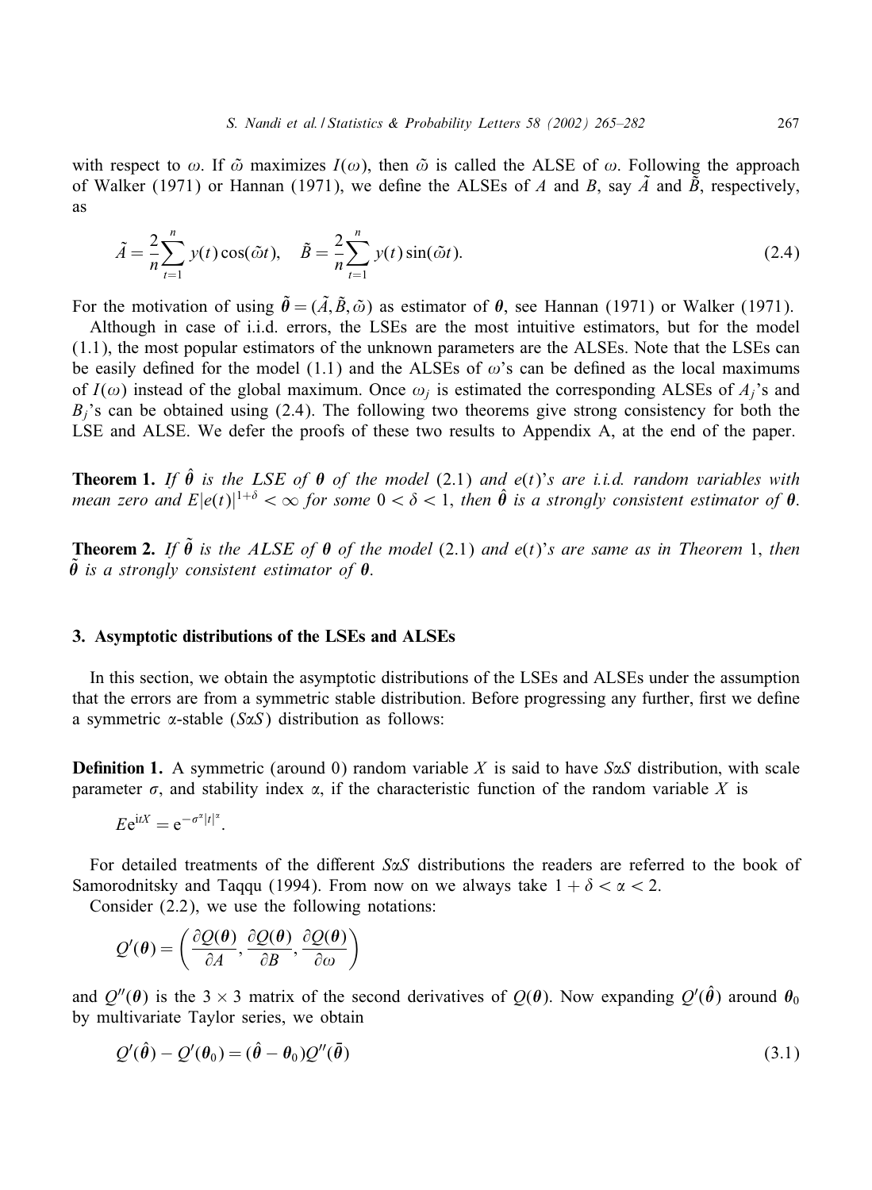with respect to $\omega$. If $\tilde{\omega}$ maximizes $I(\omega)$, then $\tilde{\omega}$ is called the ALSE of $\omega$. Following the approach of Walker (1971) or Hannan (1971), we define the ALSEs of $A$ and $B$, say $\tilde{A}$ and $\tilde{B}$, respectively, as

$$\tilde{A} = \frac{2}{n}\sum_{t=1}^{n} y(t)\cos(\tilde{\omega}t), \quad \tilde{B} = \frac{2}{n}\sum_{t=1}^{n} y(t)\sin(\tilde{\omega}t). \tag{2.4}$$

For the motivation of using $\tilde{\boldsymbol{\theta}} = (\tilde{A}, \tilde{B}, \tilde{\omega})$ as estimator of $\boldsymbol{\theta}$, see Hannan (1971) or Walker (1971).

Although in case of i.i.d. errors, the LSEs are the most intuitive estimators, but for the model (1.1), the most popular estimators of the unknown parameters are the ALSEs. Note that the LSEs can be easily defined for the model (1.1) and the ALSEs of $\omega$'s can be defined as the local maximums of $I(\omega)$ instead of the global maximum. Once $\omega_j$ is estimated the corresponding ALSEs of $A_j$'s and $B_j$'s can be obtained using (2.4). The following two theorems give strong consistency for both the LSE and ALSE. We defer the proofs of these two results to Appendix A, at the end of the paper.

**Theorem 1.** *If $\hat{\boldsymbol{\theta}}$ is the LSE of $\boldsymbol{\theta}$ of the model* (2.1) *and $e(t)$'s are i.i.d. random variables with mean zero and $E|e(t)|^{1+\delta} < \infty$ for some $0 < \delta < 1$, then $\hat{\boldsymbol{\theta}}$ is a strongly consistent estimator of $\boldsymbol{\theta}$.*

**Theorem 2.** *If $\tilde{\boldsymbol{\theta}}$ is the ALSE of $\boldsymbol{\theta}$ of the model* (2.1) *and $e(t)$'s are same as in Theorem* 1, *then $\tilde{\boldsymbol{\theta}}$ is a strongly consistent estimator of $\boldsymbol{\theta}$.*

## 3. Asymptotic distributions of the LSEs and ALSEs

In this section, we obtain the asymptotic distributions of the LSEs and ALSEs under the assumption that the errors are from a symmetric stable distribution. Before progressing any further, first we define a symmetric $\alpha$-stable ($S\alpha S$) distribution as follows:

**Definition 1.** A symmetric (around 0) random variable $X$ is said to have $S\alpha S$ distribution, with scale parameter $\sigma$, and stability index $\alpha$, if the characteristic function of the random variable $X$ is

$$E\mathrm{e}^{\mathrm{i}tX} = \mathrm{e}^{-\sigma^{\alpha}|t|^{\alpha}}.$$

For detailed treatments of the different $S\alpha S$ distributions the readers are referred to the book of Samorodnitsky and Taqqu (1994). From now on we always take $1 + \delta < \alpha < 2$.

Consider (2.2), we use the following notations:

$$Q'(\boldsymbol{\theta}) = \left( \frac{\partial Q(\boldsymbol{\theta})}{\partial A}, \frac{\partial Q(\boldsymbol{\theta})}{\partial B}, \frac{\partial Q(\boldsymbol{\theta})}{\partial \omega} \right)$$

and $Q''(\boldsymbol{\theta})$ is the $3 \times 3$ matrix of the second derivatives of $Q(\boldsymbol{\theta})$. Now expanding $Q'(\hat{\boldsymbol{\theta}})$ around $\boldsymbol{\theta}_0$ by multivariate Taylor series, we obtain

$$Q'(\hat{\boldsymbol{\theta}}) - Q'(\boldsymbol{\theta}_0) = (\hat{\boldsymbol{\theta}} - \boldsymbol{\theta}_0)Q''(\bar{\boldsymbol{\theta}}) \tag{3.1}$$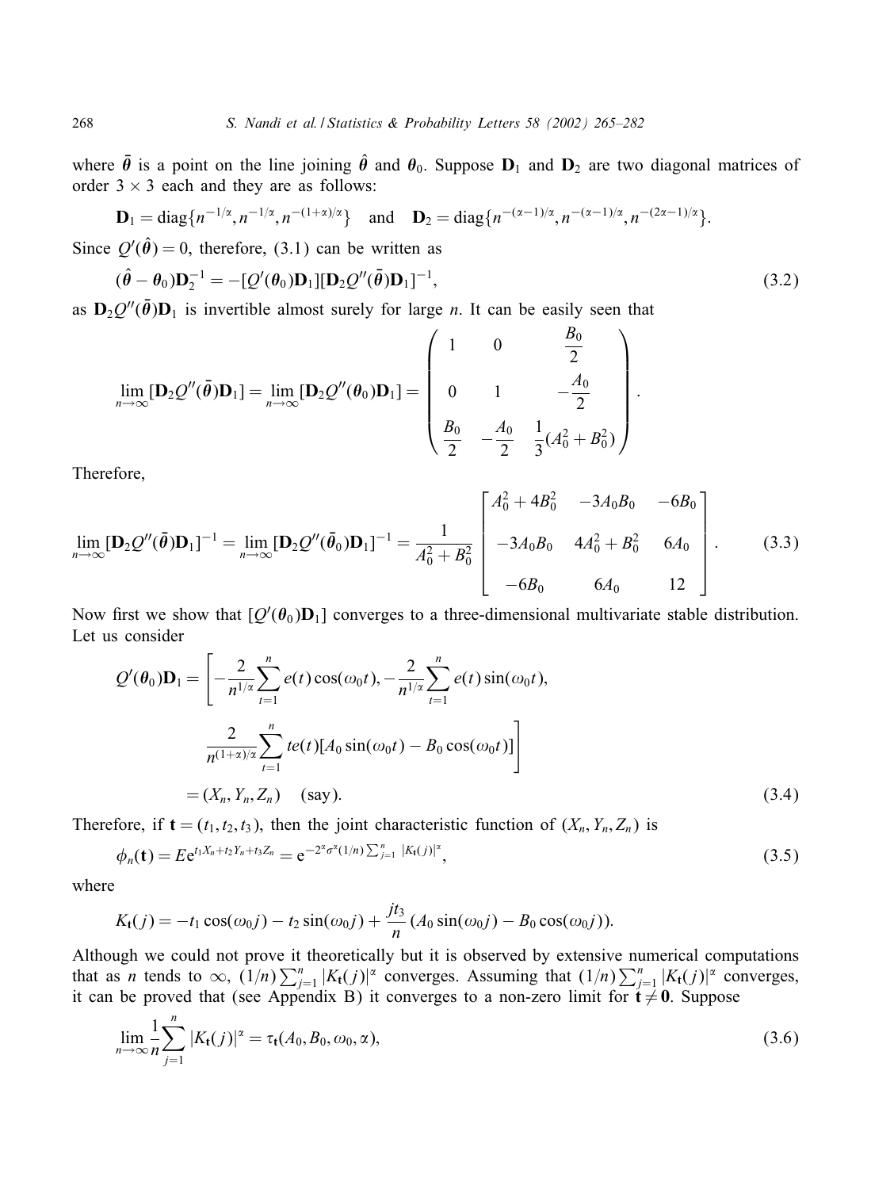where $\bar{\boldsymbol{\theta}}$ is a point on the line joining $\hat{\boldsymbol{\theta}}$ and $\boldsymbol{\theta}_0$. Suppose $\mathbf{D}_1$ and $\mathbf{D}_2$ are two diagonal matrices of order $3 \times 3$ each and they are as follows:

$$\mathbf{D}_1 = \text{diag}\{n^{-1/\alpha}, n^{-1/\alpha}, n^{-(1+\alpha)/\alpha}\} \quad \text{and} \quad \mathbf{D}_2 = \text{diag}\{n^{-(\alpha-1)/\alpha}, n^{-(\alpha-1)/\alpha}, n^{-(2\alpha-1)/\alpha}\}.$$

Since $Q'(\hat{\boldsymbol{\theta}}) = 0$, therefore, (3.1) can be written as

$$(\hat{\boldsymbol{\theta}} - \boldsymbol{\theta}_0)\mathbf{D}_2^{-1} = -[Q'(\boldsymbol{\theta}_0)\mathbf{D}_1][\mathbf{D}_2 Q''(\bar{\boldsymbol{\theta}})\mathbf{D}_1]^{-1}, \tag{3.2}$$

as $\mathbf{D}_2 Q''(\bar{\boldsymbol{\theta}})\mathbf{D}_1$ is invertible almost surely for large $n$. It can be easily seen that

$$\lim_{n\to\infty}[\mathbf{D}_2 Q''(\bar{\boldsymbol{\theta}})\mathbf{D}_1] = \lim_{n\to\infty}[\mathbf{D}_2 Q''(\boldsymbol{\theta}_0)\mathbf{D}_1] = \begin{pmatrix} 1 & 0 & \dfrac{B_0}{2} \\ 0 & 1 & -\dfrac{A_0}{2} \\ \dfrac{B_0}{2} & -\dfrac{A_0}{2} & \dfrac{1}{3}(A_0^2 + B_0^2) \end{pmatrix}.$$

Therefore,

$$\lim_{n\to\infty}[\mathbf{D}_2 Q''(\bar{\boldsymbol{\theta}})\mathbf{D}_1]^{-1} = \lim_{n\to\infty}[\mathbf{D}_2 Q''(\bar{\boldsymbol{\theta}}_0)\mathbf{D}_1]^{-1} = \frac{1}{A_0^2 + B_0^2}\begin{bmatrix} A_0^2 + 4B_0^2 & -3A_0B_0 & -6B_0 \\ -3A_0B_0 & 4A_0^2 + B_0^2 & 6A_0 \\ -6B_0 & 6A_0 & 12 \end{bmatrix}. \tag{3.3}$$

Now first we show that $[Q'(\boldsymbol{\theta}_0)\mathbf{D}_1]$ converges to a three-dimensional multivariate stable distribution. Let us consider

$$\begin{aligned} Q'(\boldsymbol{\theta}_0)\mathbf{D}_1 &= \left[-\frac{2}{n^{1/\alpha}}\sum_{t=1}^{n} e(t)\cos(\omega_0 t), -\frac{2}{n^{1/\alpha}}\sum_{t=1}^{n} e(t)\sin(\omega_0 t), \right. \\ &\qquad \left. \frac{2}{n^{(1+\alpha)/\alpha}}\sum_{t=1}^{n} te(t)[A_0\sin(\omega_0 t) - B_0\cos(\omega_0 t)]\right] \\ &= (X_n, Y_n, Z_n) \quad \text{(say)}. \end{aligned} \tag{3.4}$$

Therefore, if $\mathbf{t} = (t_1, t_2, t_3)$, then the joint characteristic function of $(X_n, Y_n, Z_n)$ is

$$\phi_n(\mathbf{t}) = E\mathrm{e}^{t_1X_n + t_2Y_n + t_3Z_n} = \mathrm{e}^{-2^\alpha\sigma^\alpha(1/n)\sum_{j=1}^{n}|K_{\mathbf{t}}(j)|^\alpha}, \tag{3.5}$$

where

$$K_{\mathbf{t}}(j) = -t_1\cos(\omega_0 j) - t_2\sin(\omega_0 j) + \frac{jt_3}{n}(A_0\sin(\omega_0 j) - B_0\cos(\omega_0 j)).$$

Although we could not prove it theoretically but it is observed by extensive numerical computations that as $n$ tends to $\infty$, $(1/n)\sum_{j=1}^{n}|K_{\mathbf{t}}(j)|^\alpha$ converges. Assuming that $(1/n)\sum_{j=1}^{n}|K_{\mathbf{t}}(j)|^\alpha$ converges, it can be proved that (see Appendix B) it converges to a non-zero limit for $\mathbf{t} \neq \mathbf{0}$. Suppose

$$\lim_{n\to\infty}\frac{1}{n}\sum_{j=1}^{n}|K_{\mathbf{t}}(j)|^\alpha = \tau_{\mathbf{t}}(A_0, B_0, \omega_0, \alpha), \tag{3.6}$$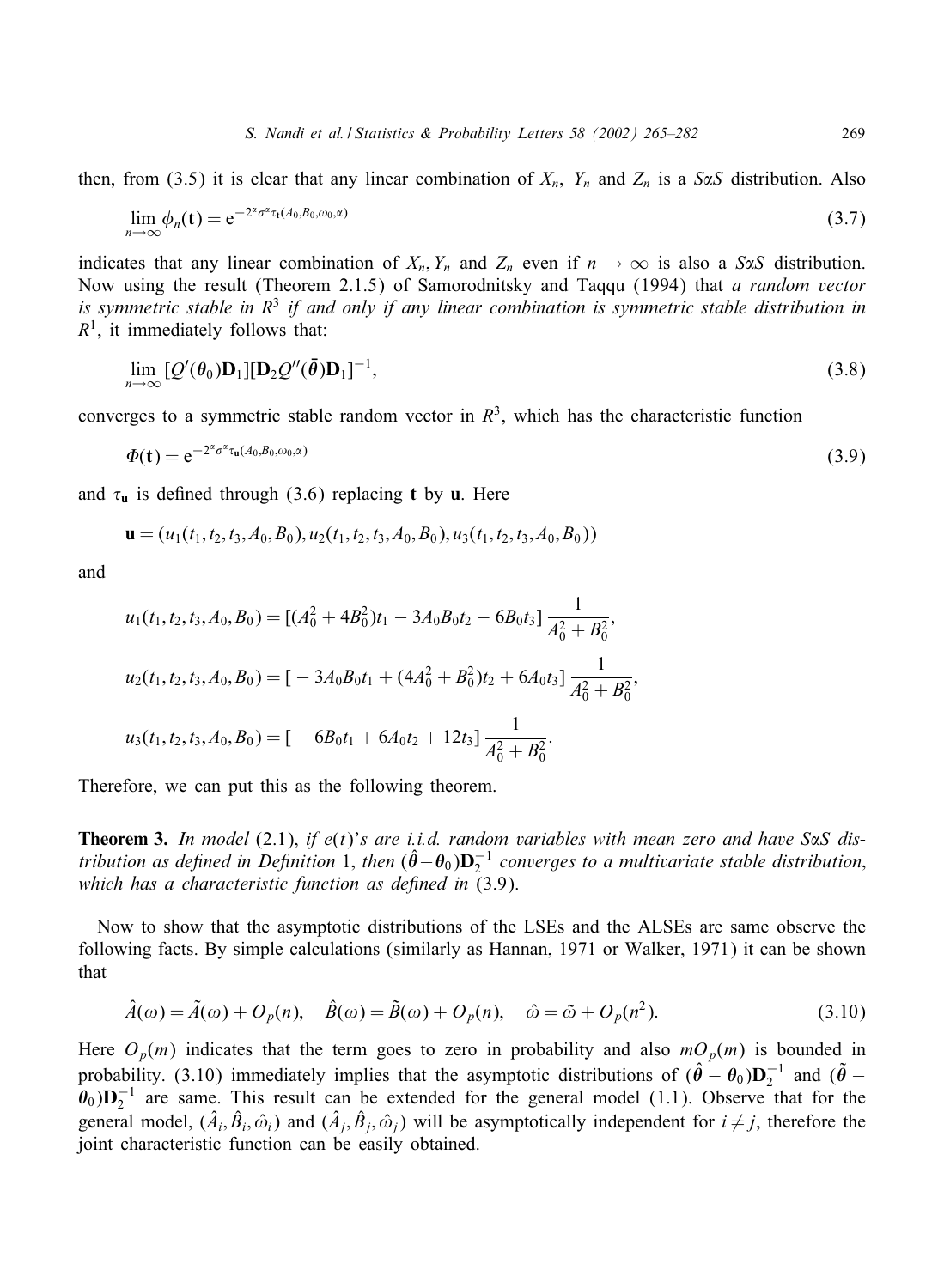then, from (3.5) it is clear that any linear combination of $X_n$, $Y_n$ and $Z_n$ is a $S\alpha S$ distribution. Also

$$\lim_{n\to\infty} \phi_n(\mathbf{t}) = e^{-2^\alpha \sigma^\alpha \tau_{\mathbf{t}}(A_0,B_0,\omega_0,\alpha)} \tag{3.7}$$

indicates that any linear combination of $X_n, Y_n$ and $Z_n$ even if $n \to \infty$ is also a $S\alpha S$ distribution. Now using the result (Theorem 2.1.5) of Samorodnitsky and Taqqu (1994) that *a random vector is symmetric stable in $R^3$ if and only if any linear combination is symmetric stable distribution in $R^1$*, it immediately follows that:

$$\lim_{n\to\infty} [Q'(\boldsymbol{\theta}_0)\mathbf{D}_1][\mathbf{D}_2 Q''(\bar{\boldsymbol{\theta}})\mathbf{D}_1]^{-1}, \tag{3.8}$$

converges to a symmetric stable random vector in $R^3$, which has the characteristic function

$$\Phi(\mathbf{t}) = e^{-2^\alpha \sigma^\alpha \tau_{\mathbf{u}}(A_0,B_0,\omega_0,\alpha)} \tag{3.9}$$

and $\tau_{\mathbf{u}}$ is defined through (3.6) replacing $\mathbf{t}$ by $\mathbf{u}$. Here

$$\mathbf{u} = (u_1(t_1,t_2,t_3,A_0,B_0), u_2(t_1,t_2,t_3,A_0,B_0), u_3(t_1,t_2,t_3,A_0,B_0))$$

and

$$u_1(t_1,t_2,t_3,A_0,B_0) = [(A_0^2+4B_0^2)t_1 - 3A_0B_0t_2 - 6B_0t_3]\,\frac{1}{A_0^2+B_0^2},$$

$$u_2(t_1,t_2,t_3,A_0,B_0) = [-3A_0B_0t_1 + (4A_0^2+B_0^2)t_2 + 6A_0t_3]\,\frac{1}{A_0^2+B_0^2},$$

$$u_3(t_1,t_2,t_3,A_0,B_0) = [-6B_0t_1 + 6A_0t_2 + 12t_3]\,\frac{1}{A_0^2+B_0^2}.$$

Therefore, we can put this as the following theorem.

**Theorem 3.** *In model* (2.1), *if $e(t)$'s are i.i.d. random variables with mean zero and have $S\alpha S$ distribution as defined in Definition* 1, *then $(\hat{\boldsymbol{\theta}} - \boldsymbol{\theta}_0)\mathbf{D}_2^{-1}$ converges to a multivariate stable distribution, which has a characteristic function as defined in* (3.9).

Now to show that the asymptotic distributions of the LSEs and the ALSEs are same observe the following facts. By simple calculations (similarly as Hannan, 1971 or Walker, 1971) it can be shown that

$$\hat{A}(\omega) = \tilde{A}(\omega) + O_p(n), \quad \hat{B}(\omega) = \tilde{B}(\omega) + O_p(n), \quad \hat{\omega} = \tilde{\omega} + O_p(n^2). \tag{3.10}$$

Here $O_p(m)$ indicates that the term goes to zero in probability and also $mO_p(m)$ is bounded in probability. (3.10) immediately implies that the asymptotic distributions of $(\hat{\boldsymbol{\theta}} - \boldsymbol{\theta}_0)\mathbf{D}_2^{-1}$ and $(\tilde{\boldsymbol{\theta}} - \boldsymbol{\theta}_0)\mathbf{D}_2^{-1}$ are same. This result can be extended for the general model (1.1). Observe that for the general model, $(\hat{A}_i, \hat{B}_i, \hat{\omega}_i)$ and $(\hat{A}_j, \hat{B}_j, \hat{\omega}_j)$ will be asymptotically independent for $i \neq j$, therefore the joint characteristic function can be easily obtained.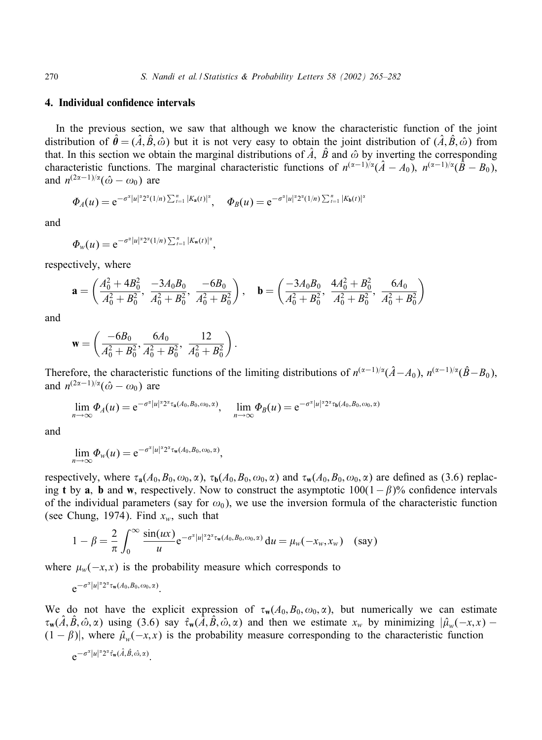## 4. Individual confidence intervals

In the previous section, we saw that although we know the characteristic function of the joint distribution of $\hat{\boldsymbol{\theta}} = (\hat{A}, \hat{B}, \hat{\omega})$ but it is not very easy to obtain the joint distribution of $(\hat{A}, \hat{B}, \hat{\omega})$ from that. In this section we obtain the marginal distributions of $\hat{A}$, $\hat{B}$ and $\hat{\omega}$ by inverting the corresponding characteristic functions. The marginal characteristic functions of $n^{(\alpha-1)/\alpha}(\hat{A} - A_0)$, $n^{(\alpha-1)/\alpha}(\hat{B} - B_0)$, and $n^{(2\alpha-1)/\alpha}(\hat{\omega} - \omega_0)$ are

$$\Phi_A(u) = \mathrm{e}^{-\sigma^\alpha |u|^\alpha 2^\alpha (1/n) \sum_{t=1}^n |K_{\mathbf{a}}(t)|^\alpha}, \quad \Phi_B(u) = \mathrm{e}^{-\sigma^\alpha |u|^\alpha 2^\alpha (1/n) \sum_{t=1}^n |K_{\mathbf{b}}(t)|^\alpha}$$

and

$$\Phi_w(u) = \mathrm{e}^{-\sigma^\alpha |u|^\alpha 2^\alpha (1/n) \sum_{t=1}^n |K_{\mathbf{w}}(t)|^\alpha},$$

respectively, where

$$\mathbf{a} = \left( \frac{A_0^2 + 4B_0^2}{A_0^2 + B_0^2}, \frac{-3A_0 B_0}{A_0^2 + B_0^2}, \frac{-6B_0}{A_0^2 + B_0^2} \right), \quad \mathbf{b} = \left( \frac{-3A_0 B_0}{A_0^2 + B_0^2}, \frac{4A_0^2 + B_0^2}{A_0^2 + B_0^2}, \frac{6A_0}{A_0^2 + B_0^2} \right)$$

and

$$\mathbf{w} = \left( \frac{-6B_0}{A_0^2 + B_0^2}, \frac{6A_0}{A_0^2 + B_0^2}, \frac{12}{A_0^2 + B_0^2} \right).$$

Therefore, the characteristic functions of the limiting distributions of $n^{(\alpha-1)/\alpha}(\hat{A} - A_0)$, $n^{(\alpha-1)/\alpha}(\hat{B} - B_0)$, and $n^{(2\alpha-1)/\alpha}(\hat{\omega} - \omega_0)$ are

$$\lim_{n\to\infty} \Phi_A(u) = \mathrm{e}^{-\sigma^\alpha |u|^\alpha 2^\alpha \tau_{\mathbf{a}}(A_0, B_0, \omega_0, \alpha)}, \quad \lim_{n\to\infty} \Phi_B(u) = \mathrm{e}^{-\sigma^\alpha |u|^\alpha 2^\alpha \tau_{\mathbf{b}}(A_0, B_0, \omega_0, \alpha)}$$

and

$$\lim_{n\to\infty} \Phi_w(u) = \mathrm{e}^{-\sigma^\alpha |u|^\alpha 2^\alpha \tau_{\mathbf{w}}(A_0, B_0, \omega_0, \alpha)},$$

respectively, where $\tau_{\mathbf{a}}(A_0, B_0, \omega_0, \alpha)$, $\tau_{\mathbf{b}}(A_0, B_0, \omega_0, \alpha)$ and $\tau_{\mathbf{w}}(A_0, B_0, \omega_0, \alpha)$ are defined as (3.6) replacing $\mathbf{t}$ by $\mathbf{a}$, $\mathbf{b}$ and $\mathbf{w}$, respectively. Now to construct the asymptotic $100(1-\beta)\%$ confidence intervals of the individual parameters (say for $\omega_0$), we use the inversion formula of the characteristic function (see Chung, 1974). Find $x_w$, such that

$$1 - \beta = \frac{2}{\pi} \int_0^\infty \frac{\sin(ux)}{u} \mathrm{e}^{-\sigma^\alpha |u|^\alpha 2^\alpha \tau_{\mathbf{w}}(A_0, B_0, \omega_0, \alpha)} \, \mathrm{d}u = \mu_w(-x_w, x_w) \quad \text{(say)}$$

where $\mu_w(-x, x)$ is the probability measure which corresponds to

$$\mathrm{e}^{-\sigma^\alpha |u|^\alpha 2^\alpha \tau_{\mathbf{w}}(A_0, B_0, \omega_0, \alpha)}.$$

We do not have the explicit expression of $\tau_{\mathbf{w}}(A_0, B_0, \omega_0, \alpha)$, but numerically we can estimate $\tau_{\mathbf{w}}(\hat{A}, \hat{B}, \hat{\omega}, \alpha)$ using (3.6) say $\hat{\tau}_{\mathbf{w}}(\hat{A}, \hat{B}, \hat{\omega}, \alpha)$ and then we estimate $x_w$ by minimizing $|\hat{\mu}_w(-x, x) - (1-\beta)|$, where $\hat{\mu}_w(-x, x)$ is the probability measure corresponding to the characteristic function

$$\mathrm{e}^{-\sigma^\alpha |u|^\alpha 2^\alpha \hat{\tau}_{\mathbf{w}}(\hat{A}, \hat{B}, \hat{\omega}, \alpha)}.$$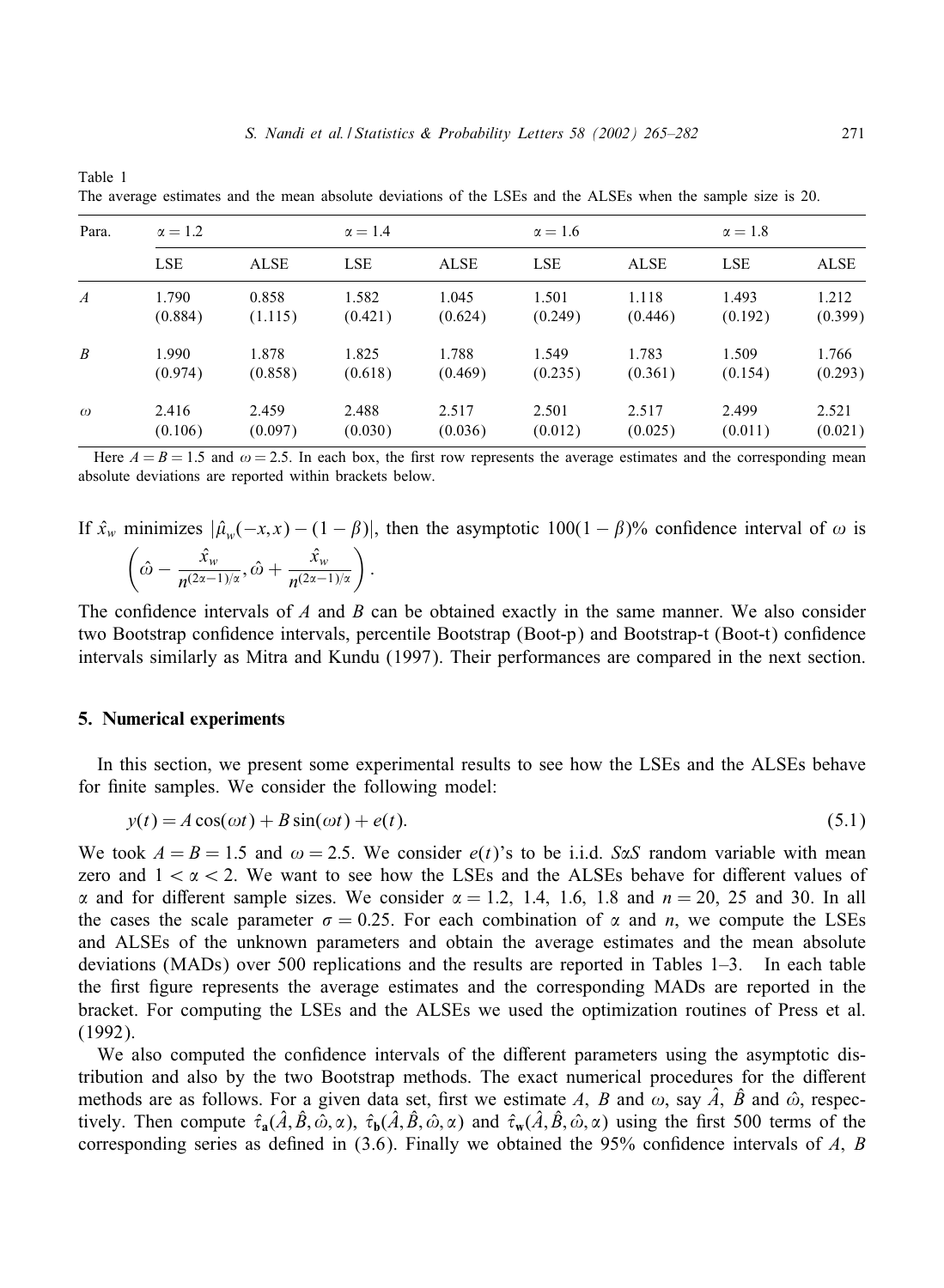Table 1
The average estimates and the mean absolute deviations of the LSEs and the ALSEs when the sample size is 20.

| Para. | $\alpha = 1.2$ | | $\alpha = 1.4$ | | $\alpha = 1.6$ | | $\alpha = 1.8$ | |
|---|---|---|---|---|---|---|---|---|
| | LSE | ALSE | LSE | ALSE | LSE | ALSE | LSE | ALSE |
| $A$ | 1.790 | 0.858 | 1.582 | 1.045 | 1.501 | 1.118 | 1.493 | 1.212 |
| | (0.884) | (1.115) | (0.421) | (0.624) | (0.249) | (0.446) | (0.192) | (0.399) |
| $B$ | 1.990 | 1.878 | 1.825 | 1.788 | 1.549 | 1.783 | 1.509 | 1.766 |
| | (0.974) | (0.858) | (0.618) | (0.469) | (0.235) | (0.361) | (0.154) | (0.293) |
| $\omega$ | 2.416 | 2.459 | 2.488 | 2.517 | 2.501 | 2.517 | 2.499 | 2.521 |
| | (0.106) | (0.097) | (0.030) | (0.036) | (0.012) | (0.025) | (0.011) | (0.021) |

Here $A = B = 1.5$ and $\omega = 2.5$. In each box, the first row represents the average estimates and the corresponding mean absolute deviations are reported within brackets below.

If $\hat{x}_w$ minimizes $|\hat{\mu}_w(-x,x) - (1-\beta)|$, then the asymptotic $100(1-\beta)\%$ confidence interval of $\omega$ is

$$\left(\hat{\omega} - \frac{\hat{x}_w}{n^{(2\alpha-1)/\alpha}}, \hat{\omega} + \frac{\hat{x}_w}{n^{(2\alpha-1)/\alpha}}\right).$$

The confidence intervals of $A$ and $B$ can be obtained exactly in the same manner. We also consider two Bootstrap confidence intervals, percentile Bootstrap (Boot-p) and Bootstrap-t (Boot-t) confidence intervals similarly as Mitra and Kundu (1997). Their performances are compared in the next section.

## 5. Numerical experiments

In this section, we present some experimental results to see how the LSEs and the ALSEs behave for finite samples. We consider the following model:

$$y(t) = A\cos(\omega t) + B\sin(\omega t) + e(t). \tag{5.1}$$

We took $A = B = 1.5$ and $\omega = 2.5$. We consider $e(t)$'s to be i.i.d. $S\alpha S$ random variable with mean zero and $1 < \alpha < 2$. We want to see how the LSEs and the ALSEs behave for different values of $\alpha$ and for different sample sizes. We consider $\alpha = 1.2$, 1.4, 1.6, 1.8 and $n = 20$, 25 and 30. In all the cases the scale parameter $\sigma = 0.25$. For each combination of $\alpha$ and $n$, we compute the LSEs and ALSEs of the unknown parameters and obtain the average estimates and the mean absolute deviations (MADs) over 500 replications and the results are reported in Tables 1–3. In each table the first figure represents the average estimates and the corresponding MADs are reported in the bracket. For computing the LSEs and the ALSEs we used the optimization routines of Press et al. (1992).

We also computed the confidence intervals of the different parameters using the asymptotic distribution and also by the two Bootstrap methods. The exact numerical procedures for the different methods are as follows. For a given data set, first we estimate $A$, $B$ and $\omega$, say $\hat{A}$, $\hat{B}$ and $\hat{\omega}$, respectively. Then compute $\hat{\tau}_{\mathbf{a}}(\hat{A},\hat{B},\hat{\omega},\alpha)$, $\hat{\tau}_{\mathbf{b}}(\hat{A},\hat{B},\hat{\omega},\alpha)$ and $\hat{\tau}_{\mathbf{w}}(\hat{A},\hat{B},\hat{\omega},\alpha)$ using the first 500 terms of the corresponding series as defined in (3.6). Finally we obtained the 95% confidence intervals of $A$, $B$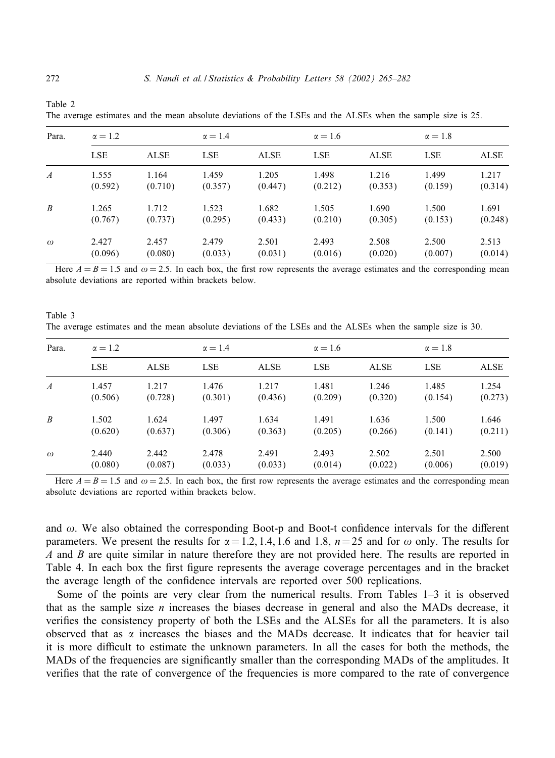Table 2
The average estimates and the mean absolute deviations of the LSEs and the ALSEs when the sample size is 25.

| Para. | $\alpha = 1.2$ | | $\alpha = 1.4$ | | $\alpha = 1.6$ | | $\alpha = 1.8$ | |
|---|---|---|---|---|---|---|---|---|
| | LSE | ALSE | LSE | ALSE | LSE | ALSE | LSE | ALSE |
| $A$ | 1.555 | 1.164 | 1.459 | 1.205 | 1.498 | 1.216 | 1.499 | 1.217 |
| | (0.592) | (0.710) | (0.357) | (0.447) | (0.212) | (0.353) | (0.159) | (0.314) |
| $B$ | 1.265 | 1.712 | 1.523 | 1.682 | 1.505 | 1.690 | 1.500 | 1.691 |
| | (0.767) | (0.737) | (0.295) | (0.433) | (0.210) | (0.305) | (0.153) | (0.248) |
| $\omega$ | 2.427 | 2.457 | 2.479 | 2.501 | 2.493 | 2.508 | 2.500 | 2.513 |
| | (0.096) | (0.080) | (0.033) | (0.031) | (0.016) | (0.020) | (0.007) | (0.014) |

Here $A = B = 1.5$ and $\omega = 2.5$. In each box, the first row represents the average estimates and the corresponding mean absolute deviations are reported within brackets below.

Table 3
The average estimates and the mean absolute deviations of the LSEs and the ALSEs when the sample size is 30.

| Para. | $\alpha = 1.2$ | | $\alpha = 1.4$ | | $\alpha = 1.6$ | | $\alpha = 1.8$ | |
|---|---|---|---|---|---|---|---|---|
| | LSE | ALSE | LSE | ALSE | LSE | ALSE | LSE | ALSE |
| $A$ | 1.457 | 1.217 | 1.476 | 1.217 | 1.481 | 1.246 | 1.485 | 1.254 |
| | (0.506) | (0.728) | (0.301) | (0.436) | (0.209) | (0.320) | (0.154) | (0.273) |
| $B$ | 1.502 | 1.624 | 1.497 | 1.634 | 1.491 | 1.636 | 1.500 | 1.646 |
| | (0.620) | (0.637) | (0.306) | (0.363) | (0.205) | (0.266) | (0.141) | (0.211) |
| $\omega$ | 2.440 | 2.442 | 2.478 | 2.491 | 2.493 | 2.502 | 2.501 | 2.500 |
| | (0.080) | (0.087) | (0.033) | (0.033) | (0.014) | (0.022) | (0.006) | (0.019) |

Here $A = B = 1.5$ and $\omega = 2.5$. In each box, the first row represents the average estimates and the corresponding mean absolute deviations are reported within brackets below.

and $\omega$. We also obtained the corresponding Boot-p and Boot-t confidence intervals for the different parameters. We present the results for $\alpha = 1.2, 1.4, 1.6$ and 1.8, $n = 25$ and for $\omega$ only. The results for $A$ and $B$ are quite similar in nature therefore they are not provided here. The results are reported in Table 4. In each box the first figure represents the average coverage percentages and in the bracket the average length of the confidence intervals are reported over 500 replications.

Some of the points are very clear from the numerical results. From Tables 1–3 it is observed that as the sample size $n$ increases the biases decrease in general and also the MADs decrease, it verifies the consistency property of both the LSEs and the ALSEs for all the parameters. It is also observed that as $\alpha$ increases the biases and the MADs decrease. It indicates that for heavier tail it is more difficult to estimate the unknown parameters. In all the cases for both the methods, the MADs of the frequencies are significantly smaller than the corresponding MADs of the amplitudes. It verifies that the rate of convergence of the frequencies is more compared to the rate of convergence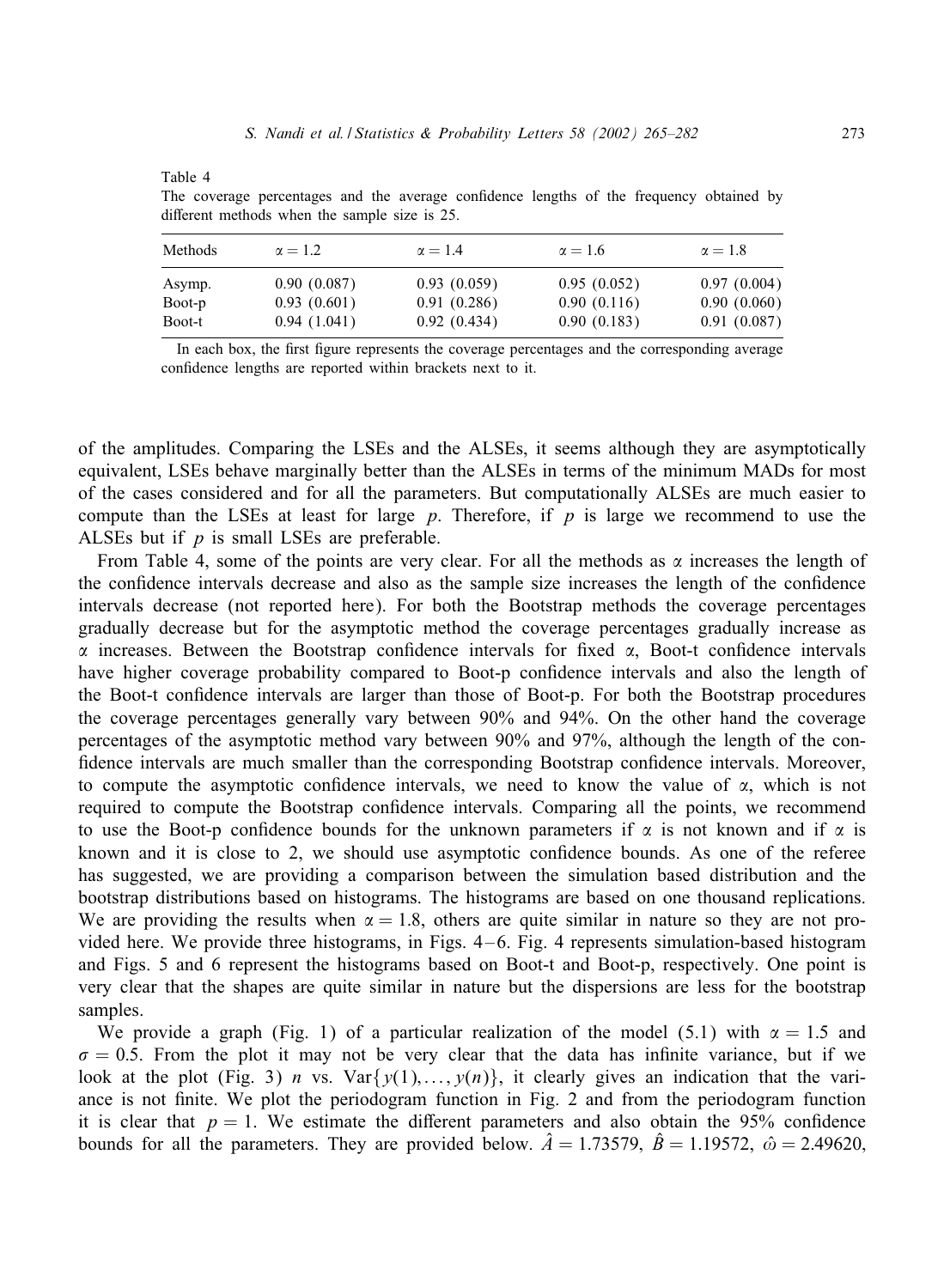Table 4
The coverage percentages and the average confidence lengths of the frequency obtained by different methods when the sample size is 25.

| Methods | $\alpha = 1.2$ | $\alpha = 1.4$ | $\alpha = 1.6$ | $\alpha = 1.8$ |
|---|---|---|---|---|
| Asymp. | 0.90 (0.087) | 0.93 (0.059) | 0.95 (0.052) | 0.97 (0.004) |
| Boot-p | 0.93 (0.601) | 0.91 (0.286) | 0.90 (0.116) | 0.90 (0.060) |
| Boot-t | 0.94 (1.041) | 0.92 (0.434) | 0.90 (0.183) | 0.91 (0.087) |

In each box, the first figure represents the coverage percentages and the corresponding average confidence lengths are reported within brackets next to it.

of the amplitudes. Comparing the LSEs and the ALSEs, it seems although they are asymptotically equivalent, LSEs behave marginally better than the ALSEs in terms of the minimum MADs for most of the cases considered and for all the parameters. But computationally ALSEs are much easier to compute than the LSEs at least for large $p$. Therefore, if $p$ is large we recommend to use the ALSEs but if $p$ is small LSEs are preferable.

From Table 4, some of the points are very clear. For all the methods as $\alpha$ increases the length of the confidence intervals decrease and also as the sample size increases the length of the confidence intervals decrease (not reported here). For both the Bootstrap methods the coverage percentages gradually decrease but for the asymptotic method the coverage percentages gradually increase as $\alpha$ increases. Between the Bootstrap confidence intervals for fixed $\alpha$, Boot-t confidence intervals have higher coverage probability compared to Boot-p confidence intervals and also the length of the Boot-t confidence intervals are larger than those of Boot-p. For both the Bootstrap procedures the coverage percentages generally vary between 90% and 94%. On the other hand the coverage percentages of the asymptotic method vary between 90% and 97%, although the length of the confidence intervals are much smaller than the corresponding Bootstrap confidence intervals. Moreover, to compute the asymptotic confidence intervals, we need to know the value of $\alpha$, which is not required to compute the Bootstrap confidence intervals. Comparing all the points, we recommend to use the Boot-p confidence bounds for the unknown parameters if $\alpha$ is not known and if $\alpha$ is known and it is close to 2, we should use asymptotic confidence bounds. As one of the referee has suggested, we are providing a comparison between the simulation based distribution and the bootstrap distributions based on histograms. The histograms are based on one thousand replications. We are providing the results when $\alpha = 1.8$, others are quite similar in nature so they are not provided here. We provide three histograms, in Figs. 4–6. Fig. 4 represents simulation-based histogram and Figs. 5 and 6 represent the histograms based on Boot-t and Boot-p, respectively. One point is very clear that the shapes are quite similar in nature but the dispersions are less for the bootstrap samples.

We provide a graph (Fig. 1) of a particular realization of the model (5.1) with $\alpha = 1.5$ and $\sigma = 0.5$. From the plot it may not be very clear that the data has infinite variance, but if we look at the plot (Fig. 3) $n$ vs. $\mathrm{Var}\{y(1), \ldots, y(n)\}$, it clearly gives an indication that the variance is not finite. We plot the periodogram function in Fig. 2 and from the periodogram function it is clear that $p = 1$. We estimate the different parameters and also obtain the 95% confidence bounds for all the parameters. They are provided below. $\hat{A} = 1.73579$, $\hat{B} = 1.19572$, $\hat{\omega} = 2.49620$,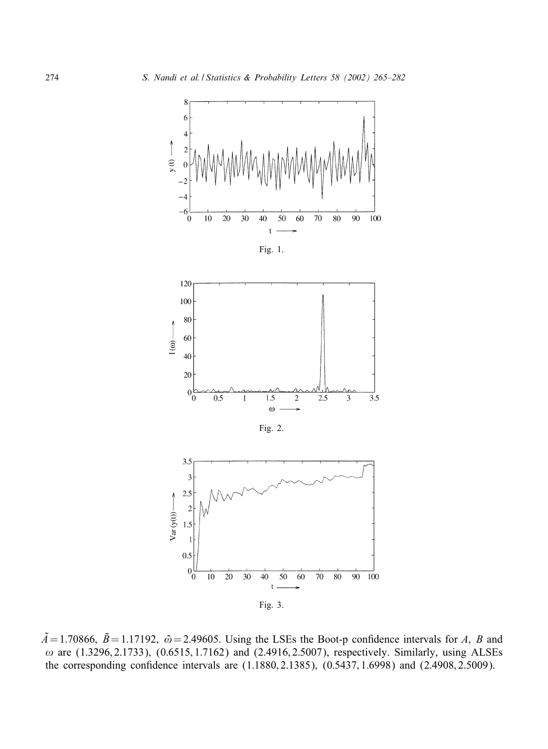Fig. 1.

Fig. 2.

Fig. 3.

$\tilde{A} = 1.70866$, $\tilde{B} = 1.17192$, $\tilde{\omega} = 2.49605$. Using the LSEs the Boot-p confidence intervals for $A$, $B$ and $\omega$ are $(1.3296, 2.1733)$, $(0.6515, 1.7162)$ and $(2.4916, 2.5007)$, respectively. Similarly, using ALSEs the corresponding confidence intervals are $(1.1880, 2.1385)$, $(0.5437, 1.6998)$ and $(2.4908, 2.5009)$.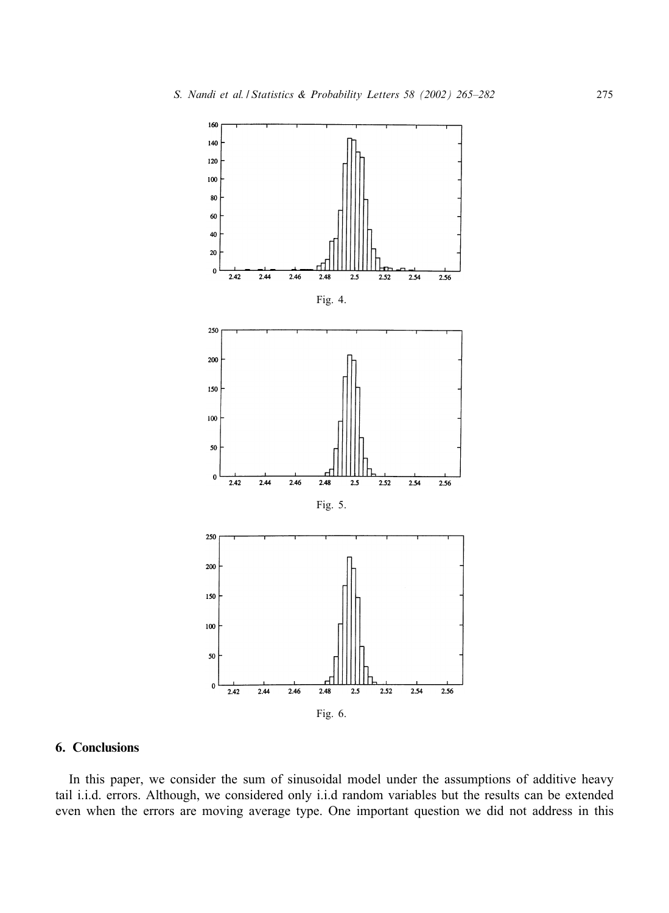Fig. 4.

Fig. 5.

Fig. 6.

## 6. Conclusions

In this paper, we consider the sum of sinusoidal model under the assumptions of additive heavy tail i.i.d. errors. Although, we considered only i.i.d random variables but the results can be extended even when the errors are moving average type. One important question we did not address in this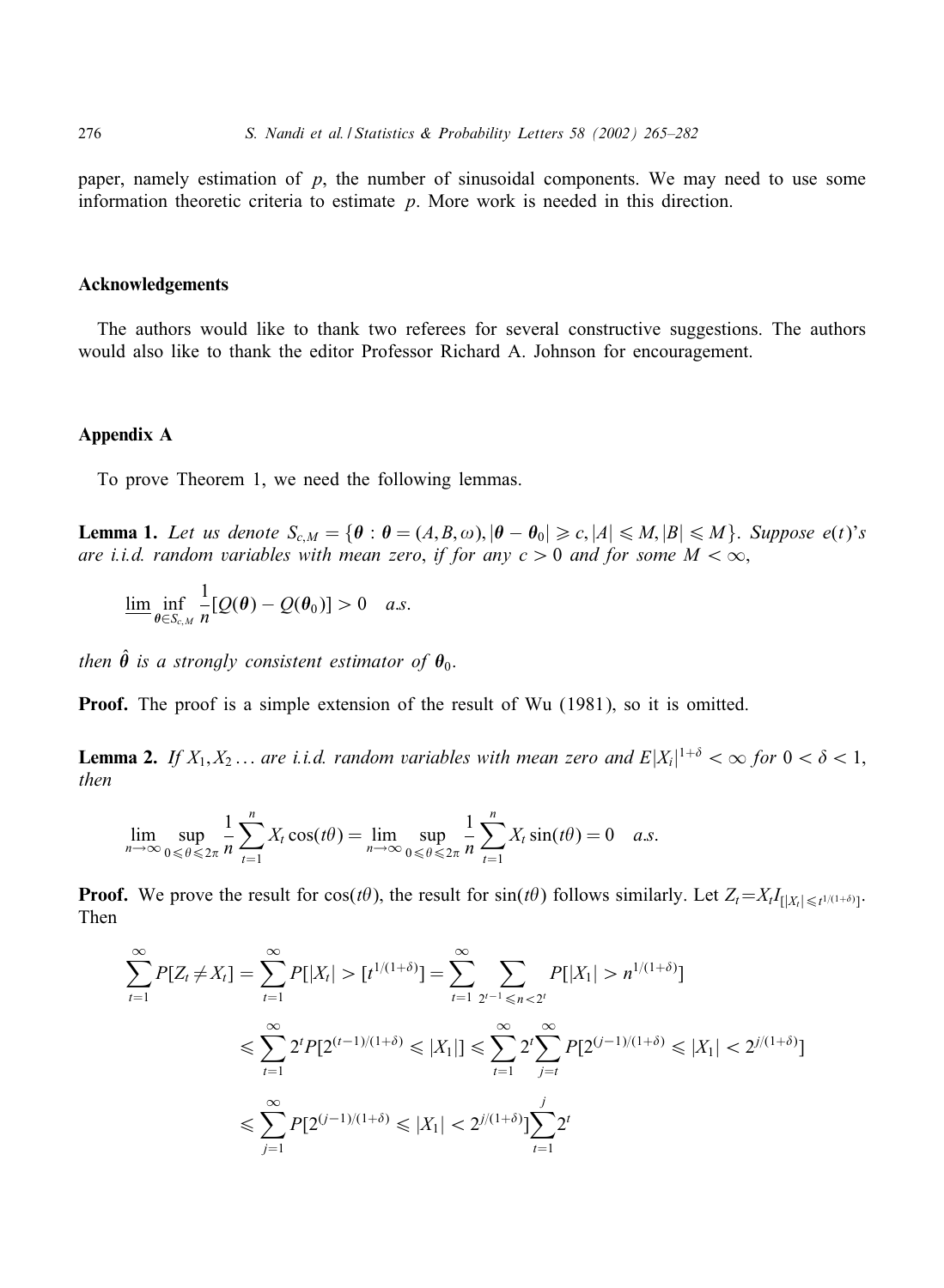paper, namely estimation of $p$, the number of sinusoidal components. We may need to use some information theoretic criteria to estimate $p$. More work is needed in this direction.

## Acknowledgements

The authors would like to thank two referees for several constructive suggestions. The authors would also like to thank the editor Professor Richard A. Johnson for encouragement.

## Appendix A

To prove Theorem 1, we need the following lemmas.

**Lemma 1.** *Let us denote $S_{c,M} = \{\boldsymbol{\theta} : \boldsymbol{\theta} = (A, B, \omega), |\boldsymbol{\theta} - \boldsymbol{\theta}_0| \geqslant c, |A| \leqslant M, |B| \leqslant M\}$. Suppose $e(t)$'s are i.i.d. random variables with mean zero, if for any $c > 0$ and for some $M < \infty$,*

$$\underline{\lim} \inf_{\boldsymbol{\theta} \in S_{c,M}} \frac{1}{n}[Q(\boldsymbol{\theta}) - Q(\boldsymbol{\theta}_0)] > 0 \quad a.s.$$

*then $\hat{\boldsymbol{\theta}}$ is a strongly consistent estimator of $\boldsymbol{\theta}_0$.*

**Proof.** The proof is a simple extension of the result of Wu (1981), so it is omitted.

**Lemma 2.** *If $X_1, X_2 \ldots$ are i.i.d. random variables with mean zero and $E|X_i|^{1+\delta} < \infty$ for $0 < \delta < 1$, then*

$$\lim_{n \to \infty} \sup_{0 \leqslant \theta \leqslant 2\pi} \frac{1}{n} \sum_{t=1}^{n} X_t \cos(t\theta) = \lim_{n \to \infty} \sup_{0 \leqslant \theta \leqslant 2\pi} \frac{1}{n} \sum_{t=1}^{n} X_t \sin(t\theta) = 0 \quad a.s.$$

**Proof.** We prove the result for $\cos(t\theta)$, the result for $\sin(t\theta)$ follows similarly. Let $Z_t = X_t I_{[|X_t| \leqslant t^{1/(1+\delta)}]}$. Then

$$\begin{aligned}
\sum_{t=1}^{\infty} P[Z_t \neq X_t] &= \sum_{t=1}^{\infty} P[|X_t| > [t^{1/(1+\delta)}] = \sum_{t=1}^{\infty} \sum_{2^{t-1} \leqslant n < 2^t} P[|X_1| > n^{1/(1+\delta)}] \\
&\leqslant \sum_{t=1}^{\infty} 2^t P[2^{(t-1)/(1+\delta)} \leqslant |X_1|] \leqslant \sum_{t=1}^{\infty} 2^t \sum_{j=t}^{\infty} P[2^{(j-1)/(1+\delta)} \leqslant |X_1| < 2^{j/(1+\delta)}] \\
&\leqslant \sum_{j=1}^{\infty} P[2^{(j-1)/(1+\delta)} \leqslant |X_1| < 2^{j/(1+\delta)}] \sum_{t=1}^{j} 2^t
\end{aligned}$$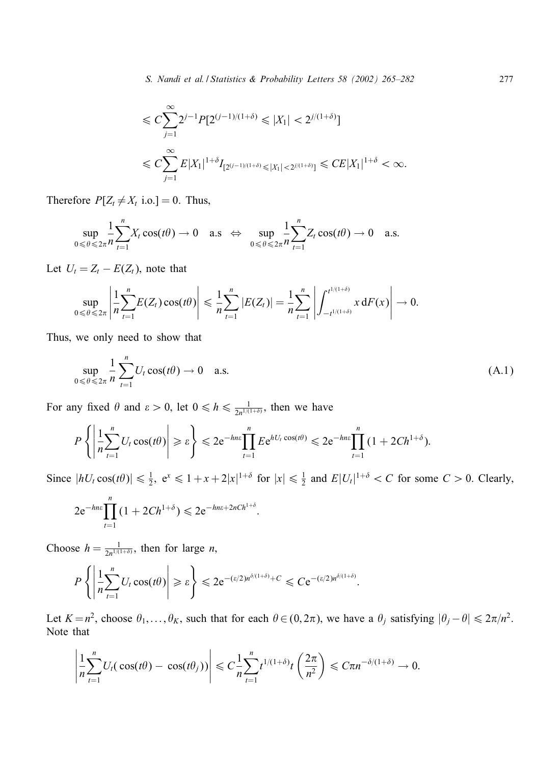$$\leqslant C\sum_{j=1}^{\infty} 2^{j-1} P[2^{(j-1)/(1+\delta)} \leqslant |X_1| < 2^{j/(1+\delta)}]$$

$$\leqslant C\sum_{j=1}^{\infty} E|X_1|^{1+\delta} I_{[2^{(j-1)/(1+\delta)} \leqslant |X_1| < 2^{j/(1+\delta)}]} \leqslant CE|X_1|^{1+\delta} < \infty.$$

Therefore $P[Z_t \neq X_t \text{ i.o.}] = 0$. Thus,

$$\sup_{0 \leqslant \theta \leqslant 2\pi} \frac{1}{n}\sum_{t=1}^{n} X_t \cos(t\theta) \to 0 \quad \text{a.s} \quad \Leftrightarrow \quad \sup_{0 \leqslant \theta \leqslant 2\pi} \frac{1}{n}\sum_{t=1}^{n} Z_t \cos(t\theta) \to 0 \quad \text{a.s.}$$

Let $U_t = Z_t - E(Z_t)$, note that

$$\sup_{0 \leqslant \theta \leqslant 2\pi} \left| \frac{1}{n}\sum_{t=1}^{n} E(Z_t)\cos(t\theta) \right| \leqslant \frac{1}{n}\sum_{t=1}^{n} |E(Z_t)| = \frac{1}{n}\sum_{t=1}^{n} \left| \int_{-t^{1/(1+\delta)}}^{t^{1/(1+\delta)}} x \, \mathrm{d}F(x) \right| \to 0.$$

Thus, we only need to show that

$$\sup_{0 \leqslant \theta \leqslant 2\pi} \frac{1}{n}\sum_{t=1}^{n} U_t \cos(t\theta) \to 0 \quad \text{a.s.} \tag{A.1}$$

For any fixed $\theta$ and $\varepsilon > 0$, let $0 \leqslant h \leqslant \frac{1}{2n^{1/(1+\delta)}}$, then we have

$$P\left\{ \left| \frac{1}{n}\sum_{t=1}^{n} U_t \cos(t\theta) \right| \geqslant \varepsilon \right\} \leqslant 2\mathrm{e}^{-hn\varepsilon} \prod_{t=1}^{n} E\mathrm{e}^{hU_t \cos(t\theta)} \leqslant 2\mathrm{e}^{-hn\varepsilon} \prod_{t=1}^{n} (1 + 2Ch^{1+\delta}).$$

Since $|hU_t \cos(t\theta)| \leqslant \frac{1}{2}$, $\mathrm{e}^x \leqslant 1 + x + 2|x|^{1+\delta}$ for $|x| \leqslant \frac{1}{2}$ and $E|U_t|^{1+\delta} < C$ for some $C > 0$. Clearly,

$$2\mathrm{e}^{-hn\varepsilon} \prod_{t=1}^{n} (1 + 2Ch^{1+\delta}) \leqslant 2\mathrm{e}^{-hn\varepsilon + 2nCh^{1+\delta}}.$$

Choose $h = \frac{1}{2n^{1/(1+\delta)}}$, then for large $n$,

$$P\left\{ \left| \frac{1}{n}\sum_{t=1}^{n} U_t \cos(t\theta) \right| \geqslant \varepsilon \right\} \leqslant 2\mathrm{e}^{-(\varepsilon/2)n^{\delta/(1+\delta)} + C} \leqslant C\mathrm{e}^{-(\varepsilon/2)n^{\delta/(1+\delta)}}.$$

Let $K = n^2$, choose $\theta_1, \ldots, \theta_K$, such that for each $\theta \in (0, 2\pi)$, we have a $\theta_j$ satisfying $|\theta_j - \theta| \leqslant 2\pi/n^2$. Note that

$$\left| \frac{1}{n}\sum_{t=1}^{n} U_t(\cos(t\theta) - \cos(t\theta_j)) \right| \leqslant C\frac{1}{n}\sum_{t=1}^{n} t^{1/(1+\delta)} t \left( \frac{2\pi}{n^2} \right) \leqslant C\pi n^{-\delta/(1+\delta)} \to 0.$$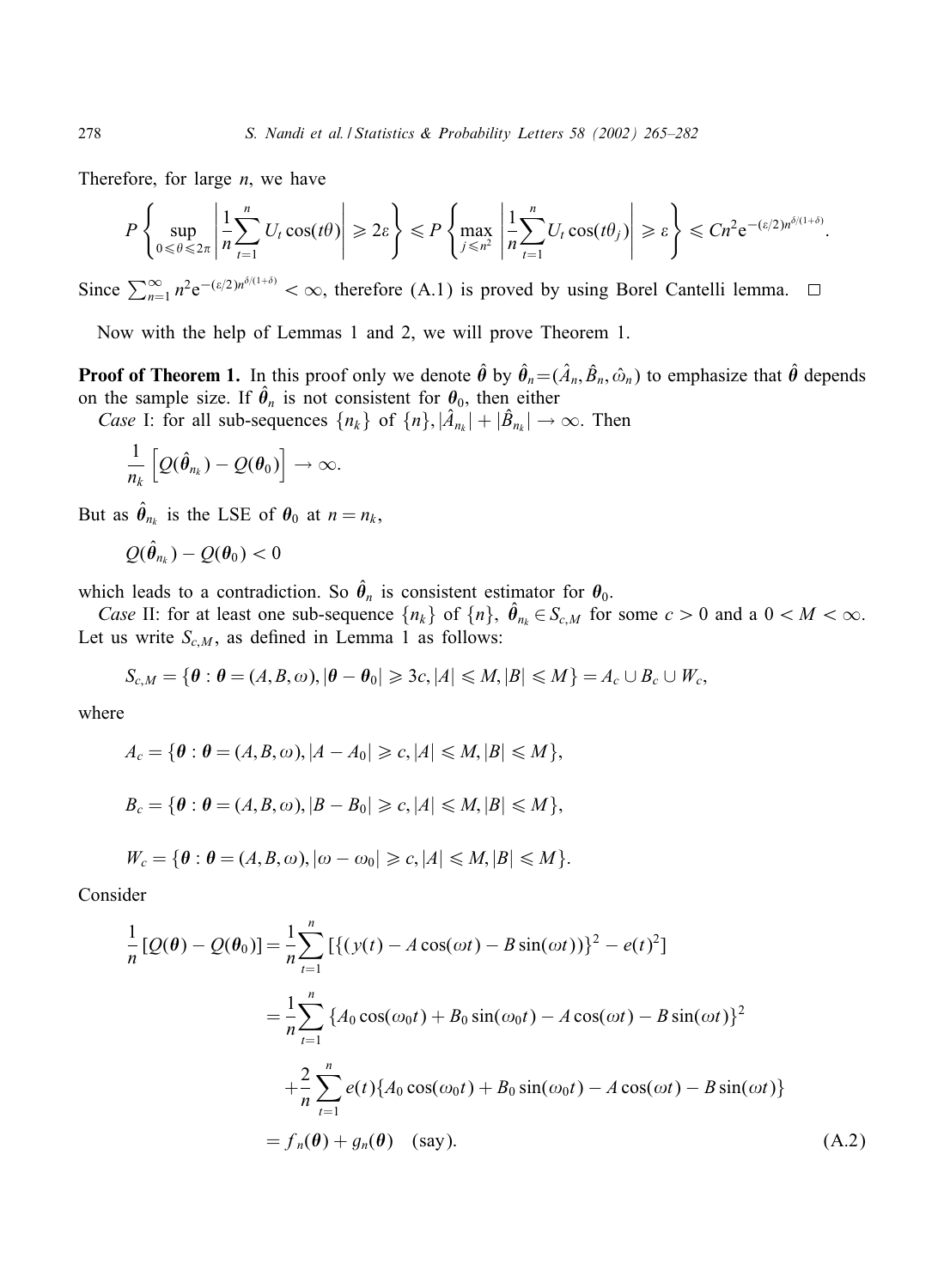Therefore, for large $n$, we have

$$P\left\{\sup_{0\leqslant\theta\leqslant 2\pi}\left|\frac{1}{n}\sum_{t=1}^{n}U_t\cos(t\theta)\right|\geqslant 2\varepsilon\right\}\leqslant P\left\{\max_{j\leqslant n^2}\left|\frac{1}{n}\sum_{t=1}^{n}U_t\cos(t\theta_j)\right|\geqslant \varepsilon\right\}\leqslant Cn^2\mathrm{e}^{-(\varepsilon/2)n^{\delta/(1+\delta)}}.$$

Since $\sum_{n=1}^{\infty}n^2\mathrm{e}^{-(\varepsilon/2)n^{\delta/(1+\delta)}}<\infty$, therefore (A.1) is proved by using Borel Cantelli lemma. □

Now with the help of Lemmas 1 and 2, we will prove Theorem 1.

**Proof of Theorem 1.** In this proof only we denote $\hat{\boldsymbol{\theta}}$ by $\hat{\boldsymbol{\theta}}_n=(\hat{A}_n,\hat{B}_n,\hat{\omega}_n)$ to emphasize that $\hat{\boldsymbol{\theta}}$ depends on the sample size. If $\hat{\boldsymbol{\theta}}_n$ is not consistent for $\boldsymbol{\theta}_0$, then either

*Case* I: for all sub-sequences $\{n_k\}$ of $\{n\}$, $|\hat{A}_{n_k}|+|\hat{B}_{n_k}|\to\infty$. Then

$$\frac{1}{n_k}\left[Q(\hat{\boldsymbol{\theta}}_{n_k})-Q(\boldsymbol{\theta}_0)\right]\to\infty.$$

But as $\hat{\boldsymbol{\theta}}_{n_k}$ is the LSE of $\boldsymbol{\theta}_0$ at $n=n_k$,

$$Q(\hat{\boldsymbol{\theta}}_{n_k})-Q(\boldsymbol{\theta}_0)<0$$

which leads to a contradiction. So $\hat{\boldsymbol{\theta}}_n$ is consistent estimator for $\boldsymbol{\theta}_0$.

*Case* II: for at least one sub-sequence $\{n_k\}$ of $\{n\}$, $\hat{\boldsymbol{\theta}}_{n_k}\in S_{c,M}$ for some $c>0$ and a $0<M<\infty$. Let us write $S_{c,M}$, as defined in Lemma 1 as follows:

$$S_{c,M}=\{\boldsymbol{\theta}:\boldsymbol{\theta}=(A,B,\omega),|\boldsymbol{\theta}-\boldsymbol{\theta}_0|\geqslant 3c,|A|\leqslant M,|B|\leqslant M\}=A_c\cup B_c\cup W_c,$$

where

$$A_c=\{\boldsymbol{\theta}:\boldsymbol{\theta}=(A,B,\omega),|A-A_0|\geqslant c,|A|\leqslant M,|B|\leqslant M\},$$

$$B_c=\{\boldsymbol{\theta}:\boldsymbol{\theta}=(A,B,\omega),|B-B_0|\geqslant c,|A|\leqslant M,|B|\leqslant M\},$$

$$W_c=\{\boldsymbol{\theta}:\boldsymbol{\theta}=(A,B,\omega),|\omega-\omega_0|\geqslant c,|A|\leqslant M,|B|\leqslant M\}.$$

Consider

$$\begin{aligned}
\frac{1}{n}[Q(\boldsymbol{\theta})-Q(\boldsymbol{\theta}_0)]&=\frac{1}{n}\sum_{t=1}^{n}[\{(y(t)-A\cos(\omega t)-B\sin(\omega t))\}^2-e(t)^2]\\
&=\frac{1}{n}\sum_{t=1}^{n}\{A_0\cos(\omega_0 t)+B_0\sin(\omega_0 t)-A\cos(\omega t)-B\sin(\omega t)\}^2\\
&\quad+\frac{2}{n}\sum_{t=1}^{n}e(t)\{A_0\cos(\omega_0 t)+B_0\sin(\omega_0 t)-A\cos(\omega t)-B\sin(\omega t)\}\\
&=f_n(\boldsymbol{\theta})+g_n(\boldsymbol{\theta})\quad\text{(say)}.
\end{aligned}\tag{A.2}$$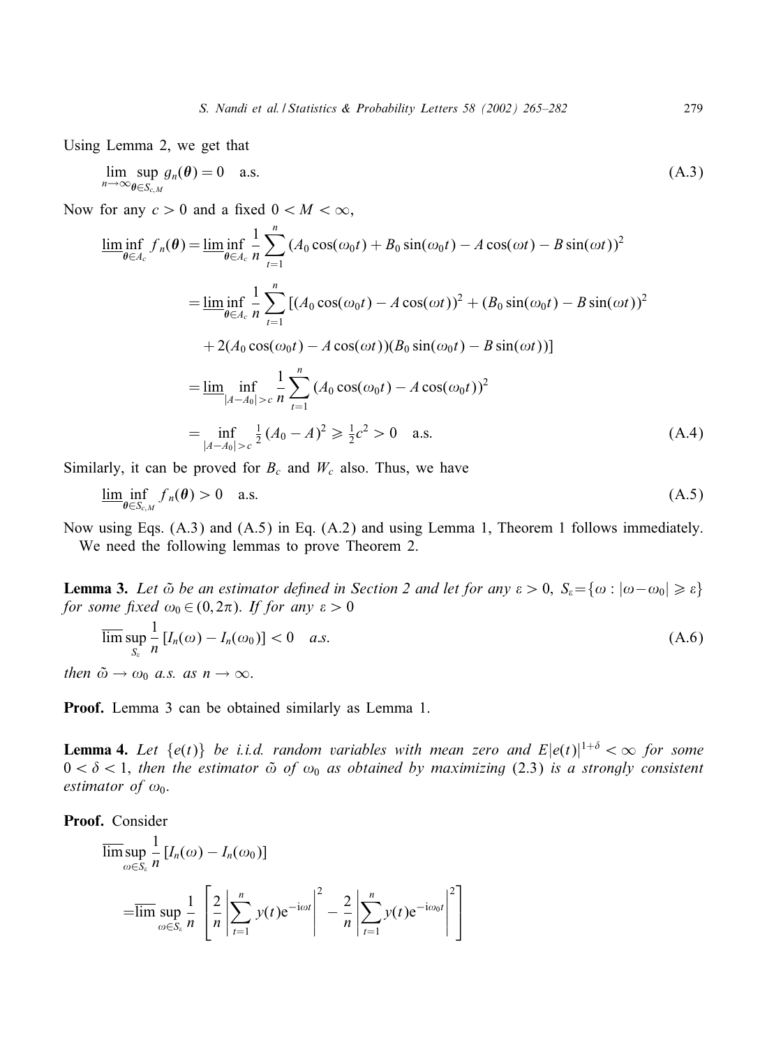Using Lemma 2, we get that

$$\lim_{n\to\infty} \sup_{\boldsymbol{\theta}\in S_{c,M}} g_n(\boldsymbol{\theta}) = 0 \quad \text{a.s.} \tag{A.3}$$

Now for any $c > 0$ and a fixed $0 < M < \infty$,

$$\begin{aligned}
\underline{\lim} \inf_{\boldsymbol{\theta}\in A_c} f_n(\boldsymbol{\theta}) &= \underline{\lim} \inf_{\boldsymbol{\theta}\in A_c} \frac{1}{n} \sum_{t=1}^{n} (A_0\cos(\omega_0 t) + B_0 \sin(\omega_0 t) - A\cos(\omega t) - B\sin(\omega t))^2 \\
&= \underline{\lim} \inf_{\boldsymbol{\theta}\in A_c} \frac{1}{n} \sum_{t=1}^{n} [(A_0\cos(\omega_0 t) - A\cos(\omega t))^2 + (B_0\sin(\omega_0 t) - B\sin(\omega t))^2 \\
&\quad + 2(A_0\cos(\omega_0 t) - A\cos(\omega t))(B_0\sin(\omega_0 t) - B\sin(\omega t))] \\
&= \underline{\lim} \inf_{|A-A_0|>c} \frac{1}{n} \sum_{t=1}^{n} (A_0\cos(\omega_0 t) - A\cos(\omega_0 t))^2 \\
&= \inf_{|A-A_0|>c} \tfrac{1}{2}(A_0 - A)^2 \geqslant \tfrac{1}{2}c^2 > 0 \quad \text{a.s.}
\end{aligned} \tag{A.4}$$

Similarly, it can be proved for $B_c$ and $W_c$ also. Thus, we have

$$\underline{\lim} \inf_{\boldsymbol{\theta}\in S_{c,M}} f_n(\boldsymbol{\theta}) > 0 \quad \text{a.s.} \tag{A.5}$$

Now using Eqs. (A.3) and (A.5) in Eq. (A.2) and using Lemma 1, Theorem 1 follows immediately.

We need the following lemmas to prove Theorem 2.

**Lemma 3.** *Let $\tilde{\omega}$ be an estimator defined in Section 2 and let for any $\varepsilon > 0$, $S_\varepsilon = \{\omega : |\omega - \omega_0| \geqslant \varepsilon\}$ for some fixed $\omega_0 \in (0, 2\pi)$. If for any $\varepsilon > 0$*

$$\overline{\lim} \sup_{S_\varepsilon} \frac{1}{n} [I_n(\omega) - I_n(\omega_0)] < 0 \quad a.s. \tag{A.6}$$

*then $\tilde{\omega} \to \omega_0$ a.s. as $n \to \infty$.*

**Proof.** Lemma 3 can be obtained similarly as Lemma 1.

**Lemma 4.** *Let $\{e(t)\}$ be i.i.d. random variables with mean zero and $E|e(t)|^{1+\delta} < \infty$ for some $0 < \delta < 1$, then the estimator $\tilde{\omega}$ of $\omega_0$ as obtained by maximizing (2.3) is a strongly consistent estimator of $\omega_0$.*

**Proof.** Consider

$$\begin{aligned}
&\overline{\lim} \sup_{\omega\in S_\varepsilon} \frac{1}{n} [I_n(\omega) - I_n(\omega_0)] \\
&= \overline{\lim} \sup_{\omega\in S_\varepsilon} \frac{1}{n} \left[ \frac{2}{n} \left| \sum_{t=1}^{n} y(t) e^{-i\omega t} \right|^2 - \frac{2}{n} \left| \sum_{t=1}^{n} y(t) e^{-i\omega_0 t} \right|^2 \right]
\end{aligned}$$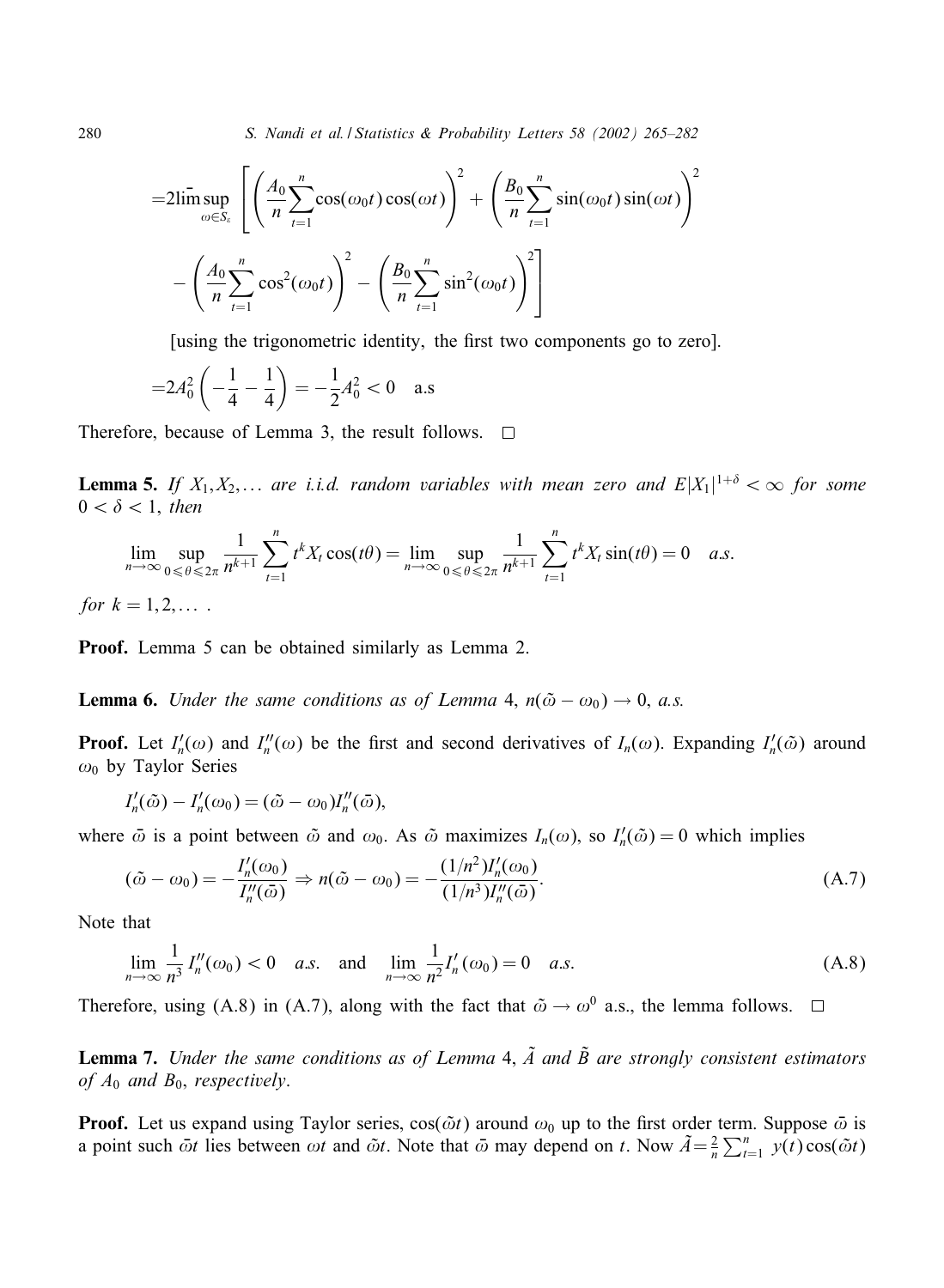$$=2\overline{\lim}\sup_{\omega \in S_\varepsilon} \left[ \left( \frac{A_0}{n} \sum_{t=1}^{n} \cos(\omega_0 t)\cos(\omega t) \right)^2 + \left( \frac{B_0}{n} \sum_{t=1}^{n} \sin(\omega_0 t)\sin(\omega t) \right)^2 - \left( \frac{A_0}{n} \sum_{t=1}^{n} \cos^2(\omega_0 t) \right)^2 - \left( \frac{B_0}{n} \sum_{t=1}^{n} \sin^2(\omega_0 t) \right)^2 \right]$$

[using the trigonometric identity, the first two components go to zero].

$$=2A_0^2 \left( -\frac{1}{4} - \frac{1}{4} \right) = -\frac{1}{2} A_0^2 < 0 \quad \text{a.s}$$

Therefore, because of Lemma 3, the result follows. □

**Lemma 5.** *If $X_1, X_2, \ldots$ are i.i.d. random variables with mean zero and $E|X_1|^{1+\delta} < \infty$ for some $0 < \delta < 1$, then*

$$\lim_{n\to\infty} \sup_{0 \leqslant \theta \leqslant 2\pi} \frac{1}{n^{k+1}} \sum_{t=1}^{n} t^k X_t \cos(t\theta) = \lim_{n\to\infty} \sup_{0 \leqslant \theta \leqslant 2\pi} \frac{1}{n^{k+1}} \sum_{t=1}^{n} t^k X_t \sin(t\theta) = 0 \quad a.s.$$

*for $k = 1, 2, \ldots$ .*

**Proof.** Lemma 5 can be obtained similarly as Lemma 2.

**Lemma 6.** *Under the same conditions as of Lemma 4, $n(\tilde{\omega} - \omega_0) \to 0$, a.s.*

**Proof.** Let $I_n'(\omega)$ and $I_n''(\omega)$ be the first and second derivatives of $I_n(\omega)$. Expanding $I_n'(\tilde{\omega})$ around $\omega_0$ by Taylor Series

$$I_n'(\tilde{\omega}) - I_n'(\omega_0) = (\tilde{\omega} - \omega_0) I_n''(\bar{\omega}),$$

where $\bar{\omega}$ is a point between $\tilde{\omega}$ and $\omega_0$. As $\tilde{\omega}$ maximizes $I_n(\omega)$, so $I_n'(\tilde{\omega}) = 0$ which implies

$$(\tilde{\omega} - \omega_0) = -\frac{I_n'(\omega_0)}{I_n''(\bar{\omega})} \Rightarrow n(\tilde{\omega} - \omega_0) = -\frac{(1/n^2) I_n'(\omega_0)}{(1/n^3) I_n''(\bar{\omega})}. \tag{A.7}$$

Note that

$$\lim_{n\to\infty} \frac{1}{n^3} I_n''(\omega_0) < 0 \quad a.s. \quad \text{and} \quad \lim_{n\to\infty} \frac{1}{n^2} I_n'(\omega_0) = 0 \quad a.s. \tag{A.8}$$

Therefore, using (A.8) in (A.7), along with the fact that $\tilde{\omega} \to \omega^0$ a.s., the lemma follows. □

**Lemma 7.** *Under the same conditions as of Lemma 4, $\tilde{A}$ and $\tilde{B}$ are strongly consistent estimators of $A_0$ and $B_0$, respectively.*

**Proof.** Let us expand using Taylor series, $\cos(\tilde{\omega} t)$ around $\omega_0$ up to the first order term. Suppose $\bar{\omega}$ is a point such $\bar{\omega} t$ lies between $\omega t$ and $\tilde{\omega} t$. Note that $\bar{\omega}$ may depend on $t$. Now $\tilde{A} = \frac{2}{n} \sum_{t=1}^{n} y(t) \cos(\tilde{\omega} t)$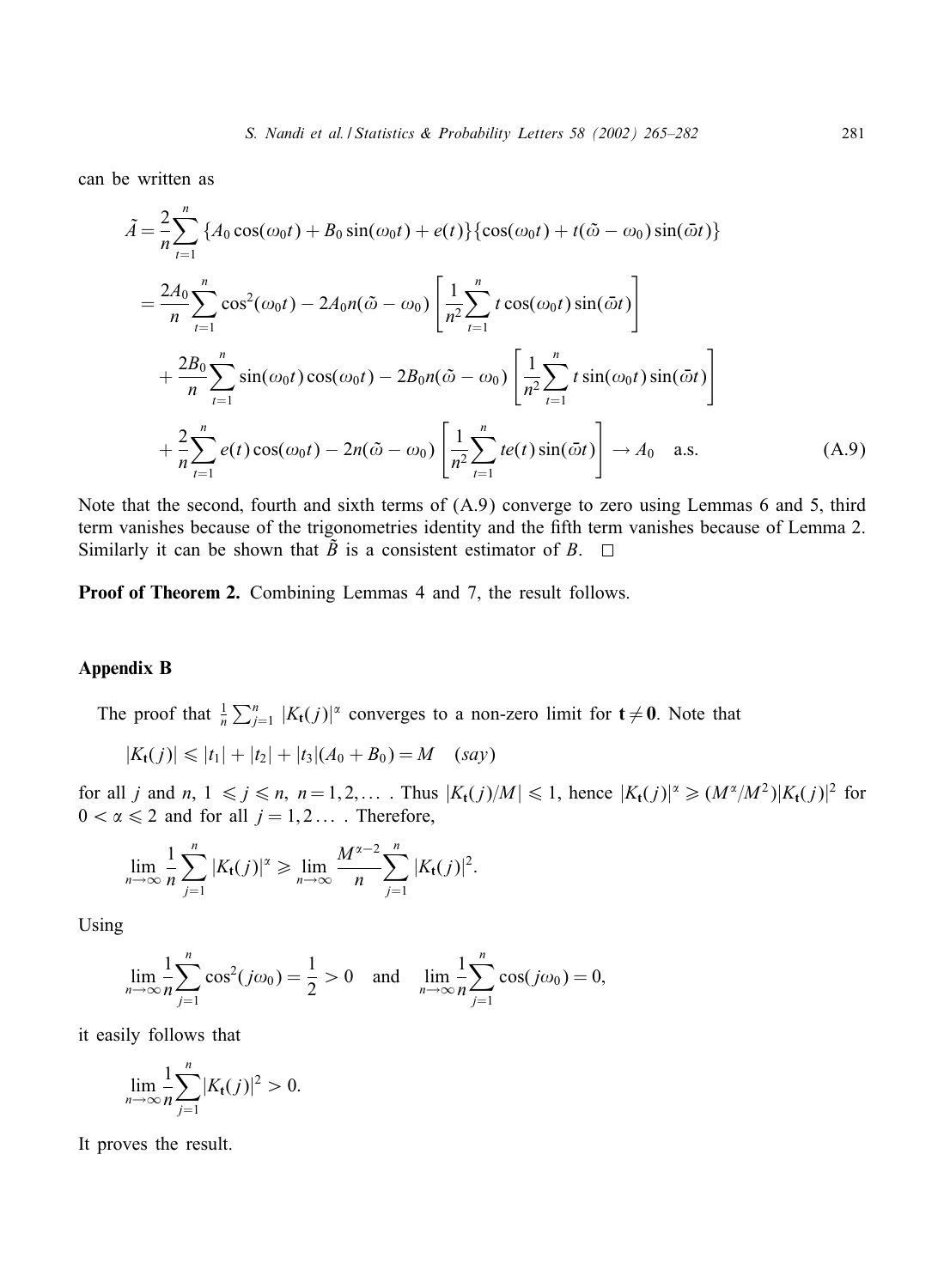can be written as

$$
\begin{aligned}
\tilde{A} &= \frac{2}{n}\sum_{t=1}^{n} \{A_0\cos(\omega_0 t) + B_0\sin(\omega_0 t) + e(t)\}\{\cos(\omega_0 t) + t(\tilde{\omega} - \omega_0)\sin(\bar{\omega} t)\} \\
&= \frac{2A_0}{n}\sum_{t=1}^{n}\cos^2(\omega_0 t) - 2A_0 n(\tilde{\omega} - \omega_0)\left[\frac{1}{n^2}\sum_{t=1}^{n} t\cos(\omega_0 t)\sin(\bar{\omega} t)\right] \\
&\quad + \frac{2B_0}{n}\sum_{t=1}^{n}\sin(\omega_0 t)\cos(\omega_0 t) - 2B_0 n(\tilde{\omega} - \omega_0)\left[\frac{1}{n^2}\sum_{t=1}^{n} t\sin(\omega_0 t)\sin(\bar{\omega} t)\right] \\
&\quad + \frac{2}{n}\sum_{t=1}^{n} e(t)\cos(\omega_0 t) - 2n(\tilde{\omega} - \omega_0)\left[\frac{1}{n^2}\sum_{t=1}^{n} t e(t)\sin(\bar{\omega} t)\right] \to A_0 \quad \text{a.s.}
\end{aligned} \tag{A.9}
$$

Note that the second, fourth and sixth terms of (A.9) converge to zero using Lemmas 6 and 5, third term vanishes because of the trigonometries identity and the fifth term vanishes because of Lemma 2. Similarly it can be shown that $\tilde{B}$ is a consistent estimator of $B$. □

**Proof of Theorem 2.** Combining Lemmas 4 and 7, the result follows.

## Appendix B

The proof that $\frac{1}{n}\sum_{j=1}^{n}|K_{\mathbf{t}}(j)|^{\alpha}$ converges to a non-zero limit for $\mathbf{t} \neq \mathbf{0}$. Note that

$$
|K_{\mathbf{t}}(j)| \leqslant |t_1| + |t_2| + |t_3|(A_0 + B_0) = M \quad (say)
$$

for all $j$ and $n$, $1 \leqslant j \leqslant n$, $n = 1, 2, \ldots$ . Thus $|K_{\mathbf{t}}(j)/M| \leqslant 1$, hence $|K_{\mathbf{t}}(j)|^{\alpha} \geqslant (M^{\alpha}/M^2)|K_{\mathbf{t}}(j)|^2$ for $0 < \alpha \leqslant 2$ and for all $j = 1, 2 \ldots$ . Therefore,

$$
\lim_{n\to\infty}\frac{1}{n}\sum_{j=1}^{n}|K_{\mathbf{t}}(j)|^{\alpha} \geqslant \lim_{n\to\infty}\frac{M^{\alpha-2}}{n}\sum_{j=1}^{n}|K_{\mathbf{t}}(j)|^2.
$$

Using

$$
\lim_{n\to\infty}\frac{1}{n}\sum_{j=1}^{n}\cos^2(j\omega_0) = \frac{1}{2} > 0 \quad \text{and} \quad \lim_{n\to\infty}\frac{1}{n}\sum_{j=1}^{n}\cos(j\omega_0) = 0,
$$

it easily follows that

$$
\lim_{n\to\infty}\frac{1}{n}\sum_{j=1}^{n}|K_{\mathbf{t}}(j)|^2 > 0.
$$

It proves the result.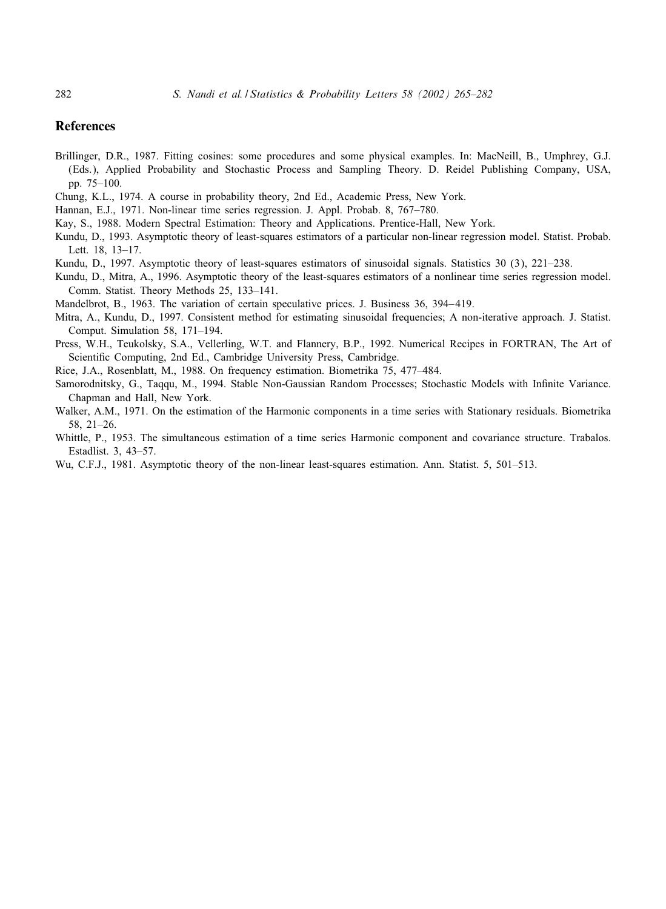## References

Brillinger, D.R., 1987. Fitting cosines: some procedures and some physical examples. In: MacNeill, B., Umphrey, G.J. (Eds.), Applied Probability and Stochastic Process and Sampling Theory. D. Reidel Publishing Company, USA, pp. 75–100.

Chung, K.L., 1974. A course in probability theory, 2nd Ed., Academic Press, New York.

Hannan, E.J., 1971. Non-linear time series regression. J. Appl. Probab. 8, 767–780.

Kay, S., 1988. Modern Spectral Estimation: Theory and Applications. Prentice-Hall, New York.

Kundu, D., 1993. Asymptotic theory of least-squares estimators of a particular non-linear regression model. Statist. Probab. Lett. 18, 13–17.

Kundu, D., 1997. Asymptotic theory of least-squares estimators of sinusoidal signals. Statistics 30 (3), 221–238.

Kundu, D., Mitra, A., 1996. Asymptotic theory of the least-squares estimators of a nonlinear time series regression model. Comm. Statist. Theory Methods 25, 133–141.

Mandelbrot, B., 1963. The variation of certain speculative prices. J. Business 36, 394–419.

Mitra, A., Kundu, D., 1997. Consistent method for estimating sinusoidal frequencies; A non-iterative approach. J. Statist. Comput. Simulation 58, 171–194.

Press, W.H., Teukolsky, S.A., Vellerling, W.T. and Flannery, B.P., 1992. Numerical Recipes in FORTRAN, The Art of Scientific Computing, 2nd Ed., Cambridge University Press, Cambridge.

Rice, J.A., Rosenblatt, M., 1988. On frequency estimation. Biometrika 75, 477–484.

Samorodnitsky, G., Taqqu, M., 1994. Stable Non-Gaussian Random Processes; Stochastic Models with Infinite Variance. Chapman and Hall, New York.

Walker, A.M., 1971. On the estimation of the Harmonic components in a time series with Stationary residuals. Biometrika 58, 21–26.

Whittle, P., 1953. The simultaneous estimation of a time series Harmonic component and covariance structure. Trabalos. Estadlist. 3, 43–57.

Wu, C.F.J., 1981. Asymptotic theory of the non-linear least-squares estimation. Ann. Statist. 5, 501–513.